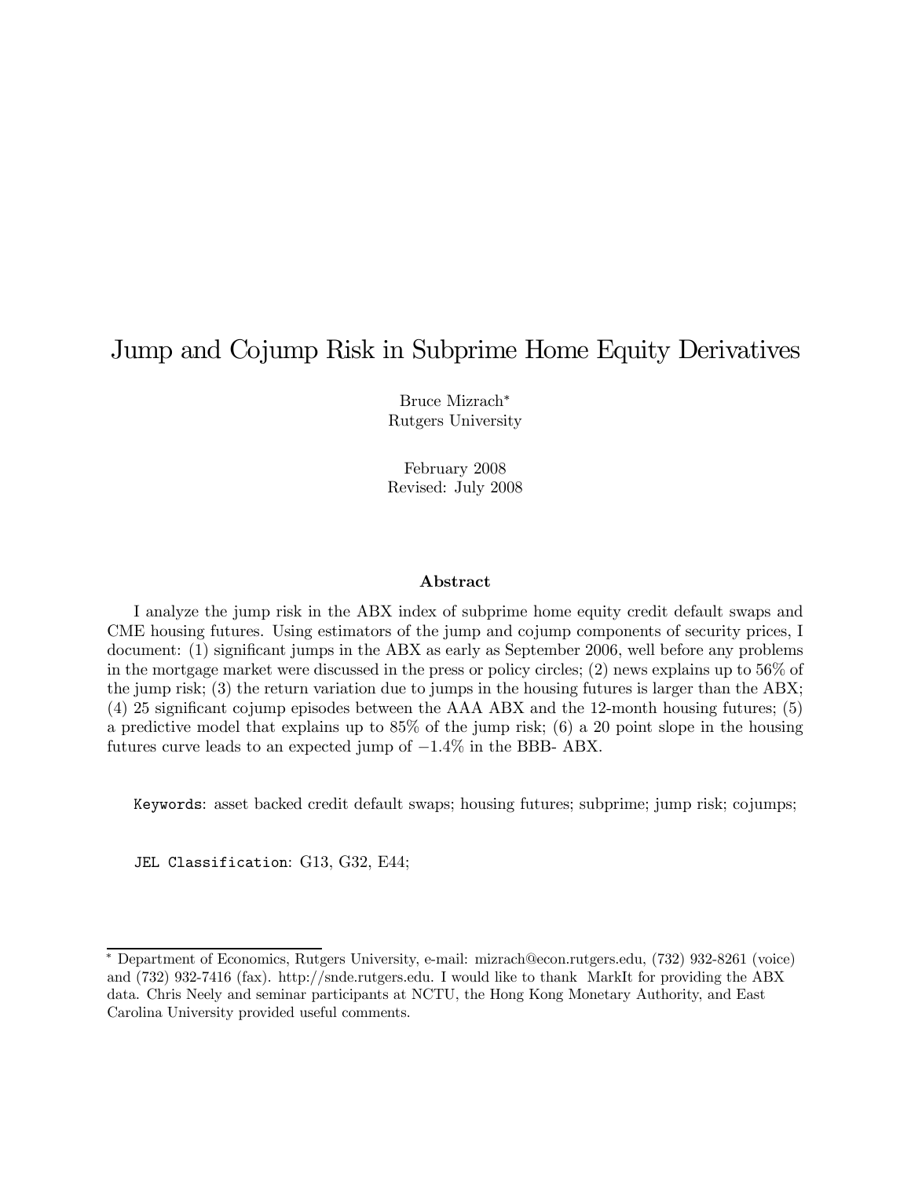# Jump and Cojump Risk in Subprime Home Equity Derivatives

Bruce Mizrach*
Rutgers University

February 2008
Revised: July 2008

## Abstract

I analyze the jump risk in the ABX index of subprime home equity credit default swaps and CME housing futures. Using estimators of the jump and cojump components of security prices, I document: (1) significant jumps in the ABX as early as September 2006, well before any problems in the mortgage market were discussed in the press or policy circles; (2) news explains up to 56% of the jump risk; (3) the return variation due to jumps in the housing futures is larger than the ABX; (4) 25 significant cojump episodes between the AAA ABX and the 12-month housing futures; (5) a predictive model that explains up to 85% of the jump risk; (6) a 20 point slope in the housing futures curve leads to an expected jump of $-1.4\%$ in the BBB- ABX.

`Keywords`: asset backed credit default swaps; housing futures; subprime; jump risk; cojumps;

`JEL Classification`: G13, G32, E44;

---

* Department of Economics, Rutgers University, e-mail: mizrach@econ.rutgers.edu, (732) 932-8261 (voice) and (732) 932-7416 (fax). http://snde.rutgers.edu. I would like to thank MarkIt for providing the ABX data. Chris Neely and seminar participants at NCTU, the Hong Kong Monetary Authority, and East Carolina University provided useful comments.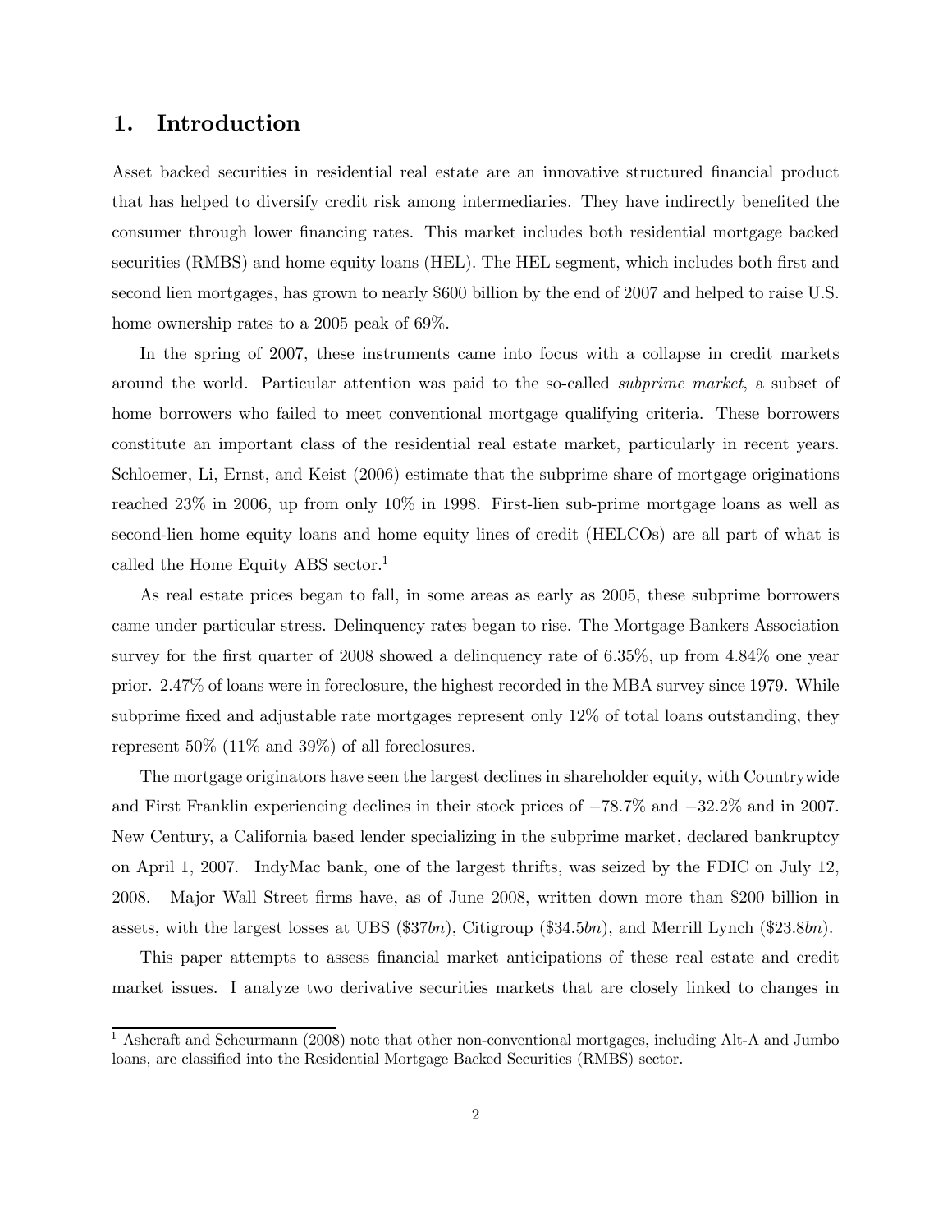# 1. Introduction

Asset backed securities in residential real estate are an innovative structured financial product that has helped to diversify credit risk among intermediaries. They have indirectly benefited the consumer through lower financing rates. This market includes both residential mortgage backed securities (RMBS) and home equity loans (HEL). The HEL segment, which includes both first and second lien mortgages, has grown to nearly \$600 billion by the end of 2007 and helped to raise U.S. home ownership rates to a 2005 peak of 69%.

In the spring of 2007, these instruments came into focus with a collapse in credit markets around the world. Particular attention was paid to the so-called *subprime market*, a subset of home borrowers who failed to meet conventional mortgage qualifying criteria. These borrowers constitute an important class of the residential real estate market, particularly in recent years. Schloemer, Li, Ernst, and Keist (2006) estimate that the subprime share of mortgage originations reached 23% in 2006, up from only 10% in 1998. First-lien sub-prime mortgage loans as well as second-lien home equity loans and home equity lines of credit (HELCOs) are all part of what is called the Home Equity ABS sector.[1]

As real estate prices began to fall, in some areas as early as 2005, these subprime borrowers came under particular stress. Delinquency rates began to rise. The Mortgage Bankers Association survey for the first quarter of 2008 showed a delinquency rate of 6.35%, up from 4.84% one year prior. 2.47% of loans were in foreclosure, the highest recorded in the MBA survey since 1979. While subprime fixed and adjustable rate mortgages represent only 12% of total loans outstanding, they represent 50% (11% and 39%) of all foreclosures.

The mortgage originators have seen the largest declines in shareholder equity, with Countrywide and First Franklin experiencing declines in their stock prices of −78.7% and −32.2% and in 2007. New Century, a California based lender specializing in the subprime market, declared bankruptcy on April 1, 2007. IndyMac bank, one of the largest thrifts, was seized by the FDIC on July 12, 2008. Major Wall Street firms have, as of June 2008, written down more than \$200 billion in assets, with the largest losses at UBS (\$37*bn*), Citigroup (\$34.5*bn*), and Merrill Lynch (\$23.8*bn*).

This paper attempts to assess financial market anticipations of these real estate and credit market issues. I analyze two derivative securities markets that are closely linked to changes in

[1] Ashcraft and Scheurmann (2008) note that other non-conventional mortgages, including Alt-A and Jumbo loans, are classified into the Residential Mortgage Backed Securities (RMBS) sector.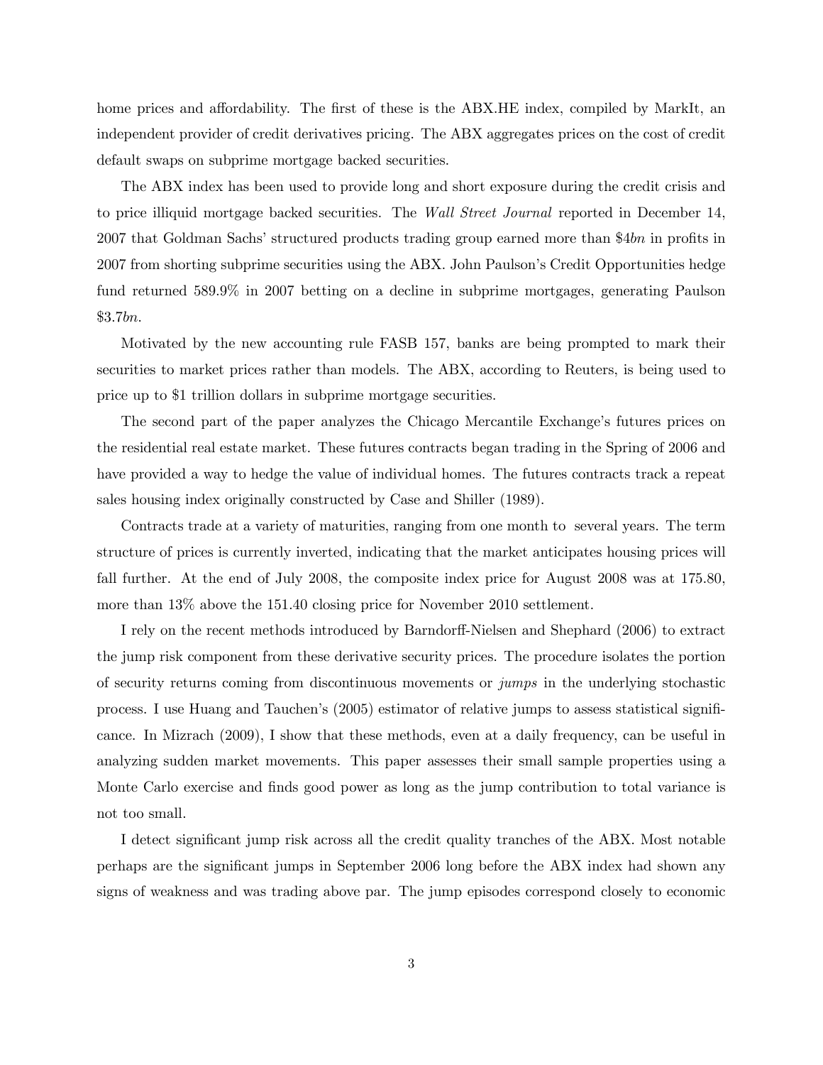home prices and affordability. The first of these is the ABX.HE index, compiled by MarkIt, an independent provider of credit derivatives pricing. The ABX aggregates prices on the cost of credit default swaps on subprime mortgage backed securities.

The ABX index has been used to provide long and short exposure during the credit crisis and to price illiquid mortgage backed securities. The *Wall Street Journal* reported in December 14, 2007 that Goldman Sachs' structured products trading group earned more than \$4*bn* in profits in 2007 from shorting subprime securities using the ABX. John Paulson's Credit Opportunities hedge fund returned 589.9% in 2007 betting on a decline in subprime mortgages, generating Paulson \$3.7*bn*.

Motivated by the new accounting rule FASB 157, banks are being prompted to mark their securities to market prices rather than models. The ABX, according to Reuters, is being used to price up to \$1 trillion dollars in subprime mortgage securities.

The second part of the paper analyzes the Chicago Mercantile Exchange's futures prices on the residential real estate market. These futures contracts began trading in the Spring of 2006 and have provided a way to hedge the value of individual homes. The futures contracts track a repeat sales housing index originally constructed by Case and Shiller (1989).

Contracts trade at a variety of maturities, ranging from one month to several years. The term structure of prices is currently inverted, indicating that the market anticipates housing prices will fall further. At the end of July 2008, the composite index price for August 2008 was at 175.80, more than 13% above the 151.40 closing price for November 2010 settlement.

I rely on the recent methods introduced by Barndorff-Nielsen and Shephard (2006) to extract the jump risk component from these derivative security prices. The procedure isolates the portion of security returns coming from discontinuous movements or *jumps* in the underlying stochastic process. I use Huang and Tauchen's (2005) estimator of relative jumps to assess statistical significance. In Mizrach (2009), I show that these methods, even at a daily frequency, can be useful in analyzing sudden market movements. This paper assesses their small sample properties using a Monte Carlo exercise and finds good power as long as the jump contribution to total variance is not too small.

I detect significant jump risk across all the credit quality tranches of the ABX. Most notable perhaps are the significant jumps in September 2006 long before the ABX index had shown any signs of weakness and was trading above par. The jump episodes correspond closely to economic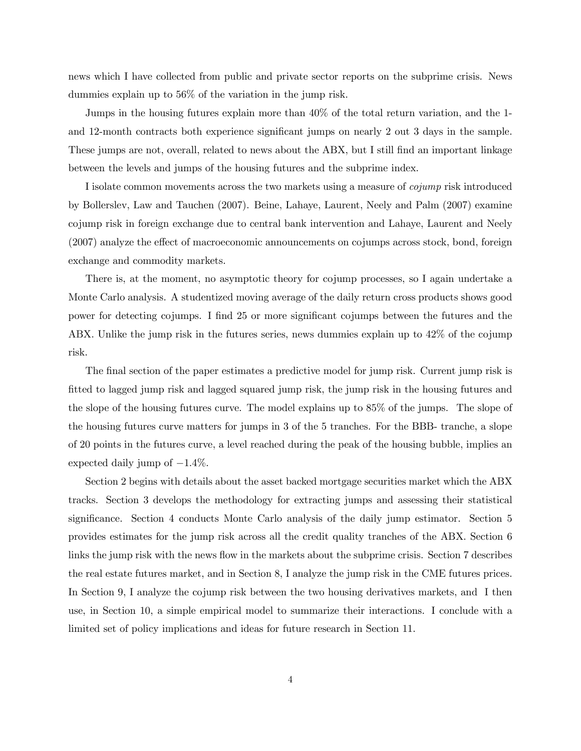news which I have collected from public and private sector reports on the subprime crisis. News dummies explain up to 56% of the variation in the jump risk.

Jumps in the housing futures explain more than 40% of the total return variation, and the 1- and 12-month contracts both experience significant jumps on nearly 2 out 3 days in the sample. These jumps are not, overall, related to news about the ABX, but I still find an important linkage between the levels and jumps of the housing futures and the subprime index.

I isolate common movements across the two markets using a measure of *cojump* risk introduced by Bollerslev, Law and Tauchen (2007). Beine, Lahaye, Laurent, Neely and Palm (2007) examine cojump risk in foreign exchange due to central bank intervention and Lahaye, Laurent and Neely (2007) analyze the effect of macroeconomic announcements on cojumps across stock, bond, foreign exchange and commodity markets.

There is, at the moment, no asymptotic theory for cojump processes, so I again undertake a Monte Carlo analysis. A studentized moving average of the daily return cross products shows good power for detecting cojumps. I find 25 or more significant cojumps between the futures and the ABX. Unlike the jump risk in the futures series, news dummies explain up to 42% of the cojump risk.

The final section of the paper estimates a predictive model for jump risk. Current jump risk is fitted to lagged jump risk and lagged squared jump risk, the jump risk in the housing futures and the slope of the housing futures curve. The model explains up to 85% of the jumps. The slope of the housing futures curve matters for jumps in 3 of the 5 tranches. For the BBB- tranche, a slope of 20 points in the futures curve, a level reached during the peak of the housing bubble, implies an expected daily jump of $-1.4\%$.

Section 2 begins with details about the asset backed mortgage securities market which the ABX tracks. Section 3 develops the methodology for extracting jumps and assessing their statistical significance. Section 4 conducts Monte Carlo analysis of the daily jump estimator. Section 5 provides estimates for the jump risk across all the credit quality tranches of the ABX. Section 6 links the jump risk with the news flow in the markets about the subprime crisis. Section 7 describes the real estate futures market, and in Section 8, I analyze the jump risk in the CME futures prices. In Section 9, I analyze the cojump risk between the two housing derivatives markets, and I then use, in Section 10, a simple empirical model to summarize their interactions. I conclude with a limited set of policy implications and ideas for future research in Section 11.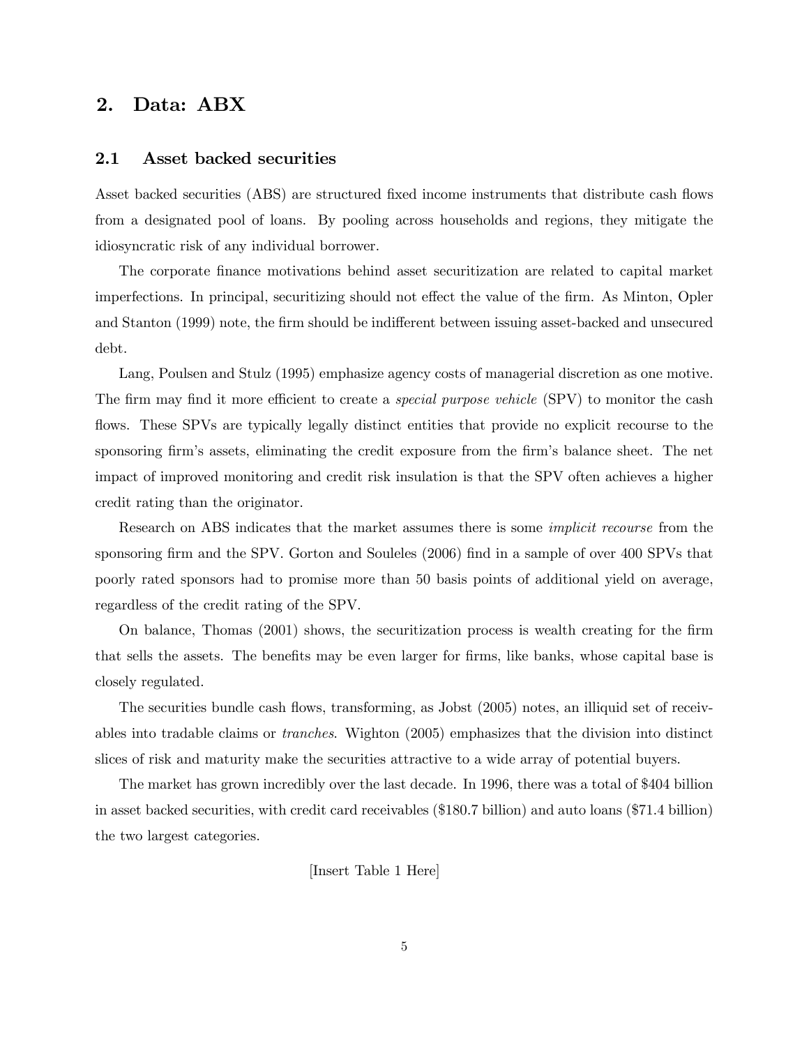## 2. Data: ABX

### 2.1 Asset backed securities

Asset backed securities (ABS) are structured fixed income instruments that distribute cash flows from a designated pool of loans. By pooling across households and regions, they mitigate the idiosyncratic risk of any individual borrower.

The corporate finance motivations behind asset securitization are related to capital market imperfections. In principal, securitizing should not effect the value of the firm. As Minton, Opler and Stanton (1999) note, the firm should be indifferent between issuing asset-backed and unsecured debt.

Lang, Poulsen and Stulz (1995) emphasize agency costs of managerial discretion as one motive. The firm may find it more efficient to create a *special purpose vehicle* (SPV) to monitor the cash flows. These SPVs are typically legally distinct entities that provide no explicit recourse to the sponsoring firm's assets, eliminating the credit exposure from the firm's balance sheet. The net impact of improved monitoring and credit risk insulation is that the SPV often achieves a higher credit rating than the originator.

Research on ABS indicates that the market assumes there is some *implicit recourse* from the sponsoring firm and the SPV. Gorton and Souleles (2006) find in a sample of over 400 SPVs that poorly rated sponsors had to promise more than 50 basis points of additional yield on average, regardless of the credit rating of the SPV.

On balance, Thomas (2001) shows, the securitization process is wealth creating for the firm that sells the assets. The benefits may be even larger for firms, like banks, whose capital base is closely regulated.

The securities bundle cash flows, transforming, as Jobst (2005) notes, an illiquid set of receivables into tradable claims or *tranches*. Wighton (2005) emphasizes that the division into distinct slices of risk and maturity make the securities attractive to a wide array of potential buyers.

The market has grown incredibly over the last decade. In 1996, there was a total of $404 billion in asset backed securities, with credit card receivables ($180.7 billion) and auto loans ($71.4 billion) the two largest categories.

[Insert Table 1 Here]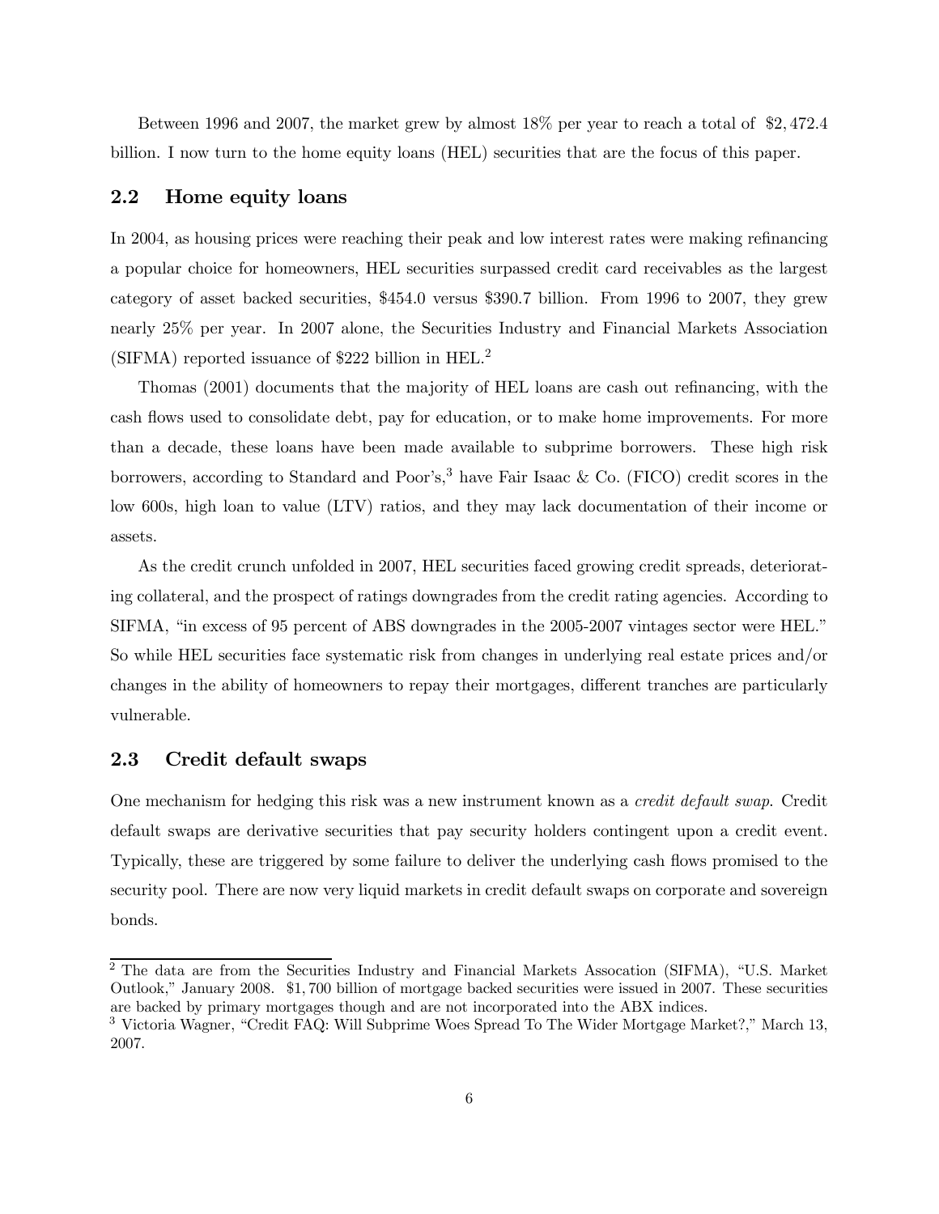Between 1996 and 2007, the market grew by almost 18% per year to reach a total of $2,472.4 billion. I now turn to the home equity loans (HEL) securities that are the focus of this paper.

## 2.2 Home equity loans

In 2004, as housing prices were reaching their peak and low interest rates were making refinancing a popular choice for homeowners, HEL securities surpassed credit card receivables as the largest category of asset backed securities, $454.0 versus $390.7 billion. From 1996 to 2007, they grew nearly 25% per year. In 2007 alone, the Securities Industry and Financial Markets Association (SIFMA) reported issuance of $222 billion in HEL.[2]

Thomas (2001) documents that the majority of HEL loans are cash out refinancing, with the cash flows used to consolidate debt, pay for education, or to make home improvements. For more than a decade, these loans have been made available to subprime borrowers. These high risk borrowers, according to Standard and Poor's,[3] have Fair Isaac & Co. (FICO) credit scores in the low 600s, high loan to value (LTV) ratios, and they may lack documentation of their income or assets.

As the credit crunch unfolded in 2007, HEL securities faced growing credit spreads, deteriorating collateral, and the prospect of ratings downgrades from the credit rating agencies. According to SIFMA, "in excess of 95 percent of ABS downgrades in the 2005-2007 vintages sector were HEL." So while HEL securities face systematic risk from changes in underlying real estate prices and/or changes in the ability of homeowners to repay their mortgages, different tranches are particularly vulnerable.

## 2.3 Credit default swaps

One mechanism for hedging this risk was a new instrument known as a *credit default swap*. Credit default swaps are derivative securities that pay security holders contingent upon a credit event. Typically, these are triggered by some failure to deliver the underlying cash flows promised to the security pool. There are now very liquid markets in credit default swaps on corporate and sovereign bonds.

[2] The data are from the Securities Industry and Financial Markets Assocation (SIFMA), "U.S. Market Outlook," January 2008. $1,700 billion of mortgage backed securities were issued in 2007. These securities are backed by primary mortgages though and are not incorporated into the ABX indices.

[3] Victoria Wagner, "Credit FAQ: Will Subprime Woes Spread To The Wider Mortgage Market?," March 13, 2007.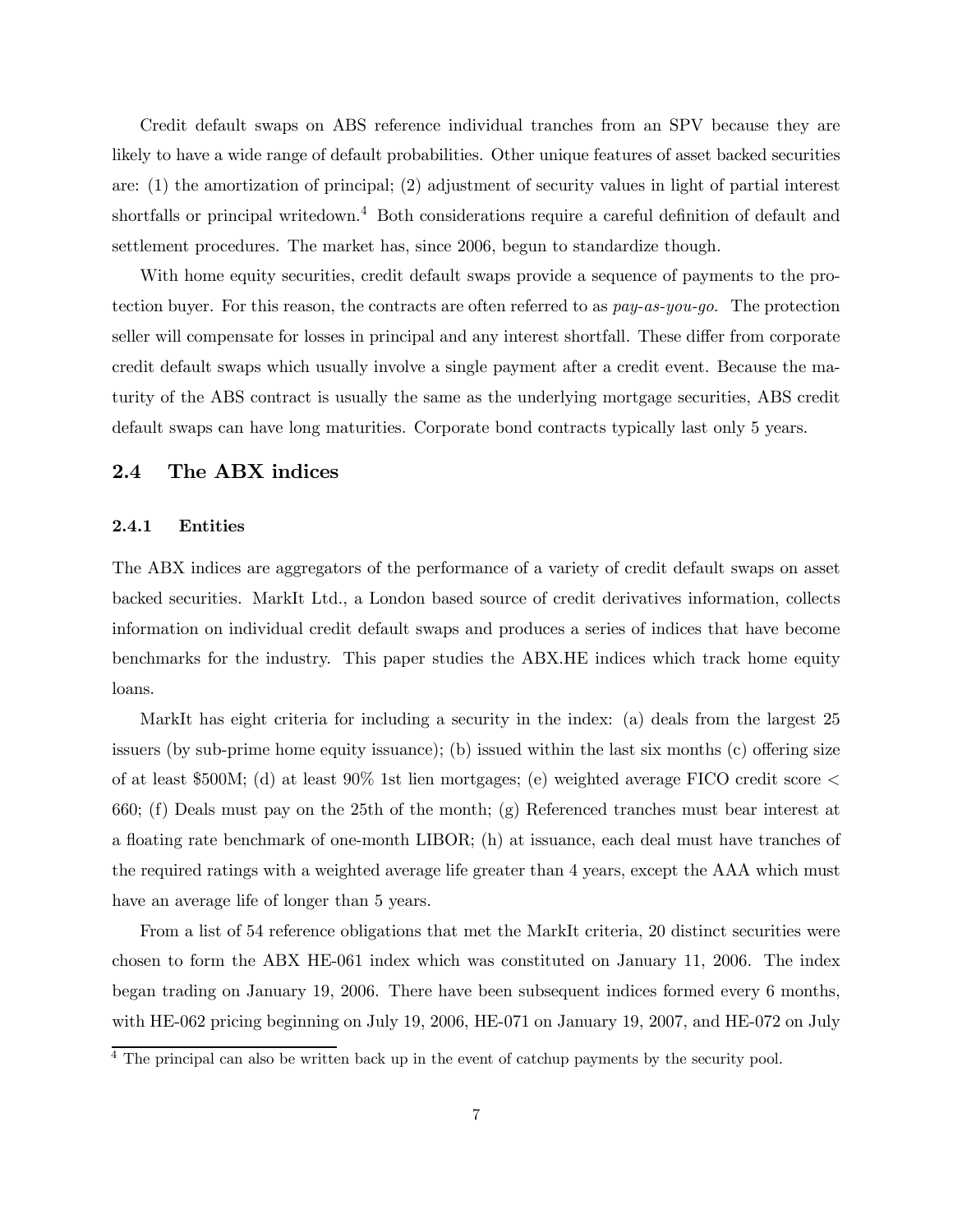Credit default swaps on ABS reference individual tranches from an SPV because they are likely to have a wide range of default probabilities. Other unique features of asset backed securities are: (1) the amortization of principal; (2) adjustment of security values in light of partial interest shortfalls or principal writedown.[4] Both considerations require a careful definition of default and settlement procedures. The market has, since 2006, begun to standardize though.

With home equity securities, credit default swaps provide a sequence of payments to the protection buyer. For this reason, the contracts are often referred to as *pay-as-you-go*. The protection seller will compensate for losses in principal and any interest shortfall. These differ from corporate credit default swaps which usually involve a single payment after a credit event. Because the maturity of the ABS contract is usually the same as the underlying mortgage securities, ABS credit default swaps can have long maturities. Corporate bond contracts typically last only 5 years.

## 2.4 The ABX indices

### 2.4.1 Entities

The ABX indices are aggregators of the performance of a variety of credit default swaps on asset backed securities. MarkIt Ltd., a London based source of credit derivatives information, collects information on individual credit default swaps and produces a series of indices that have become benchmarks for the industry. This paper studies the ABX.HE indices which track home equity loans.

MarkIt has eight criteria for including a security in the index: (a) deals from the largest 25 issuers (by sub-prime home equity issuance); (b) issued within the last six months (c) offering size of at least \$500M; (d) at least 90% 1st lien mortgages; (e) weighted average FICO credit score $<$ 660; (f) Deals must pay on the 25th of the month; (g) Referenced tranches must bear interest at a floating rate benchmark of one-month LIBOR; (h) at issuance, each deal must have tranches of the required ratings with a weighted average life greater than 4 years, except the AAA which must have an average life of longer than 5 years.

From a list of 54 reference obligations that met the MarkIt criteria, 20 distinct securities were chosen to form the ABX HE-061 index which was constituted on January 11, 2006. The index began trading on January 19, 2006. There have been subsequent indices formed every 6 months, with HE-062 pricing beginning on July 19, 2006, HE-071 on January 19, 2007, and HE-072 on July

[4] The principal can also be written back up in the event of catchup payments by the security pool.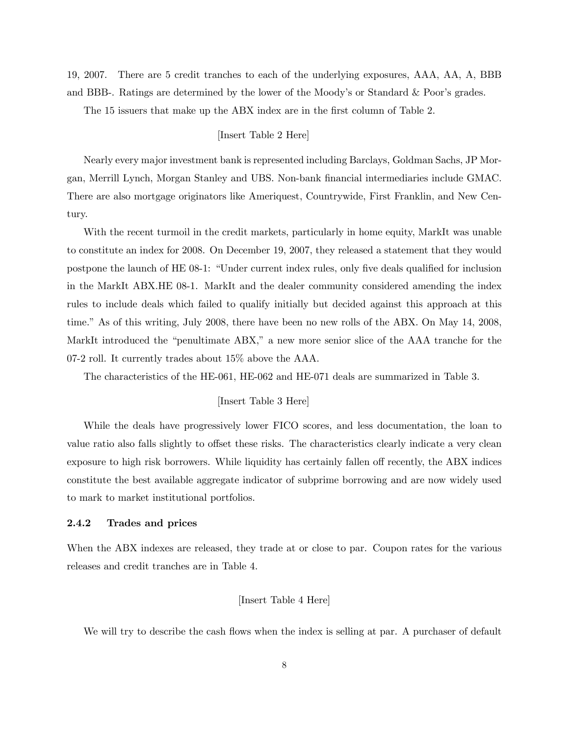19, 2007. There are 5 credit tranches to each of the underlying exposures, AAA, AA, A, BBB and BBB-. Ratings are determined by the lower of the Moody's or Standard & Poor's grades.

The 15 issuers that make up the ABX index are in the first column of Table 2.

[Insert Table 2 Here]

Nearly every major investment bank is represented including Barclays, Goldman Sachs, JP Morgan, Merrill Lynch, Morgan Stanley and UBS. Non-bank financial intermediaries include GMAC. There are also mortgage originators like Ameriquest, Countrywide, First Franklin, and New Century.

With the recent turmoil in the credit markets, particularly in home equity, MarkIt was unable to constitute an index for 2008. On December 19, 2007, they released a statement that they would postpone the launch of HE 08-1: "Under current index rules, only five deals qualified for inclusion in the MarkIt ABX.HE 08-1. MarkIt and the dealer community considered amending the index rules to include deals which failed to qualify initially but decided against this approach at this time." As of this writing, July 2008, there have been no new rolls of the ABX. On May 14, 2008, MarkIt introduced the "penultimate ABX," a new more senior slice of the AAA tranche for the 07-2 roll. It currently trades about 15% above the AAA.

The characteristics of the HE-061, HE-062 and HE-071 deals are summarized in Table 3.

[Insert Table 3 Here]

While the deals have progressively lower FICO scores, and less documentation, the loan to value ratio also falls slightly to offset these risks. The characteristics clearly indicate a very clean exposure to high risk borrowers. While liquidity has certainly fallen off recently, the ABX indices constitute the best available aggregate indicator of subprime borrowing and are now widely used to mark to market institutional portfolios.

### 2.4.2 Trades and prices

When the ABX indexes are released, they trade at or close to par. Coupon rates for the various releases and credit tranches are in Table 4.

[Insert Table 4 Here]

We will try to describe the cash flows when the index is selling at par. A purchaser of default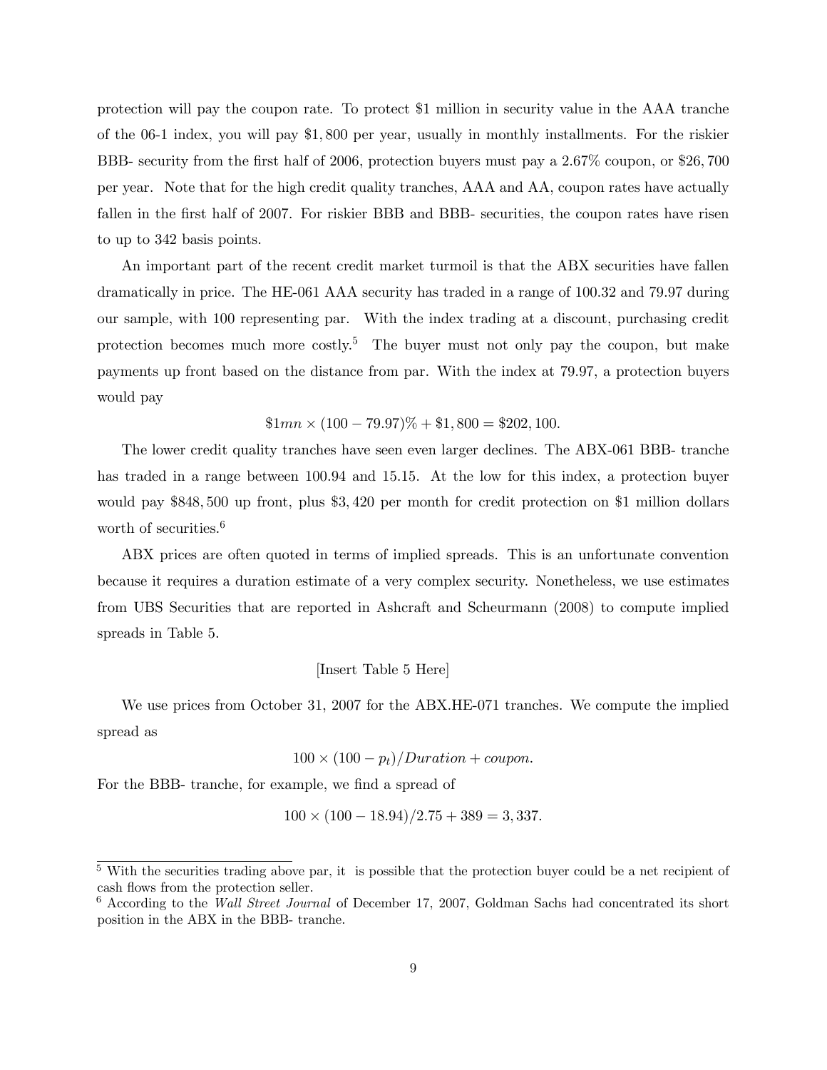protection will pay the coupon rate. To protect \$1 million in security value in the AAA tranche of the 06-1 index, you will pay \$1,800 per year, usually in monthly installments. For the riskier BBB- security from the first half of 2006, protection buyers must pay a 2.67% coupon, or \$26,700 per year. Note that for the high credit quality tranches, AAA and AA, coupon rates have actually fallen in the first half of 2007. For riskier BBB and BBB- securities, the coupon rates have risen to up to 342 basis points.

An important part of the recent credit market turmoil is that the ABX securities have fallen dramatically in price. The HE-061 AAA security has traded in a range of 100.32 and 79.97 during our sample, with 100 representing par. With the index trading at a discount, purchasing credit protection becomes much more costly.[5] The buyer must not only pay the coupon, but make payments up front based on the distance from par. With the index at 79.97, a protection buyers would pay

$$\$1mn \times (100 - 79.97)\% + \$1,800 = \$202,100.$$

The lower credit quality tranches have seen even larger declines. The ABX-061 BBB- tranche has traded in a range between 100.94 and 15.15. At the low for this index, a protection buyer would pay \$848,500 up front, plus \$3,420 per month for credit protection on \$1 million dollars worth of securities.[6]

ABX prices are often quoted in terms of implied spreads. This is an unfortunate convention because it requires a duration estimate of a very complex security. Nonetheless, we use estimates from UBS Securities that are reported in Ashcraft and Scheurmann (2008) to compute implied spreads in Table 5.

[Insert Table 5 Here]

We use prices from October 31, 2007 for the ABX.HE-071 tranches. We compute the implied spread as

$$100 \times (100 - p_t)/Duration + coupon.$$

For the BBB- tranche, for example, we find a spread of

$$100 \times (100 - 18.94)/2.75 + 389 = 3,337.$$

[5] With the securities trading above par, it is possible that the protection buyer could be a net recipient of cash flows from the protection seller.

[6] According to the *Wall Street Journal* of December 17, 2007, Goldman Sachs had concentrated its short position in the ABX in the BBB- tranche.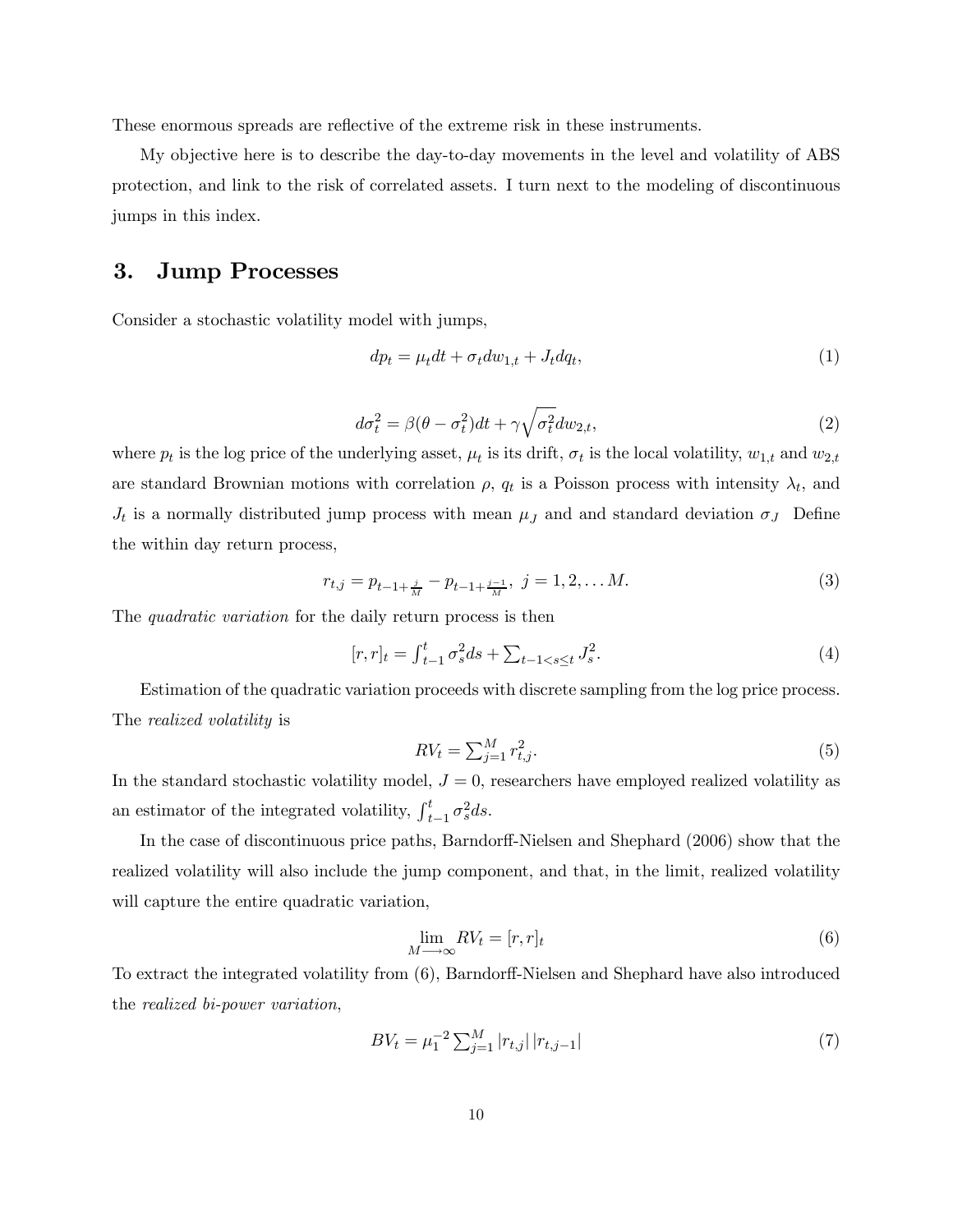These enormous spreads are reflective of the extreme risk in these instruments.

My objective here is to describe the day-to-day movements in the level and volatility of ABS protection, and link to the risk of correlated assets. I turn next to the modeling of discontinuous jumps in this index.

## 3. Jump Processes

Consider a stochastic volatility model with jumps,

$$dp_t = \mu_t dt + \sigma_t dw_{1,t} + J_t dq_t, \tag{1}$$

$$d\sigma_t^2 = \beta(\theta - \sigma_t^2)dt + \gamma\sqrt{\sigma_t^2}dw_{2,t}, \tag{2}$$

where $p_t$ is the log price of the underlying asset, $\mu_t$ is its drift, $\sigma_t$ is the local volatility, $w_{1,t}$ and $w_{2,t}$ are standard Brownian motions with correlation $\rho$, $q_t$ is a Poisson process with intensity $\lambda_t$, and $J_t$ is a normally distributed jump process with mean $\mu_J$ and and standard deviation $\sigma_J$ Define the within day return process,

$$r_{t,j} = p_{t-1+\frac{j}{M}} - p_{t-1+\frac{j-1}{M}},\ j = 1, 2, \ldots M. \tag{3}$$

The *quadratic variation* for the daily return process is then

$$[r, r]_t = \int_{t-1}^{t} \sigma_s^2 ds + \sum_{t-1<s\leq t} J_s^2. \tag{4}$$

Estimation of the quadratic variation proceeds with discrete sampling from the log price process. The *realized volatility* is

$$RV_t = \sum_{j=1}^{M} r_{t,j}^2. \tag{5}$$

In the standard stochastic volatility model, $J = 0$, researchers have employed realized volatility as an estimator of the integrated volatility, $\int_{t-1}^{t} \sigma_s^2 ds$.

In the case of discontinuous price paths, Barndorff-Nielsen and Shephard (2006) show that the realized volatility will also include the jump component, and that, in the limit, realized volatility will capture the entire quadratic variation,

$$\lim_{M \longrightarrow \infty} RV_t = [r, r]_t \tag{6}$$

To extract the integrated volatility from (6), Barndorff-Nielsen and Shephard have also introduced the *realized bi-power variation*,

$$BV_t = \mu_1^{-2} \sum_{j=1}^{M} |r_{t,j}|\, |r_{t,j-1}| \tag{7}$$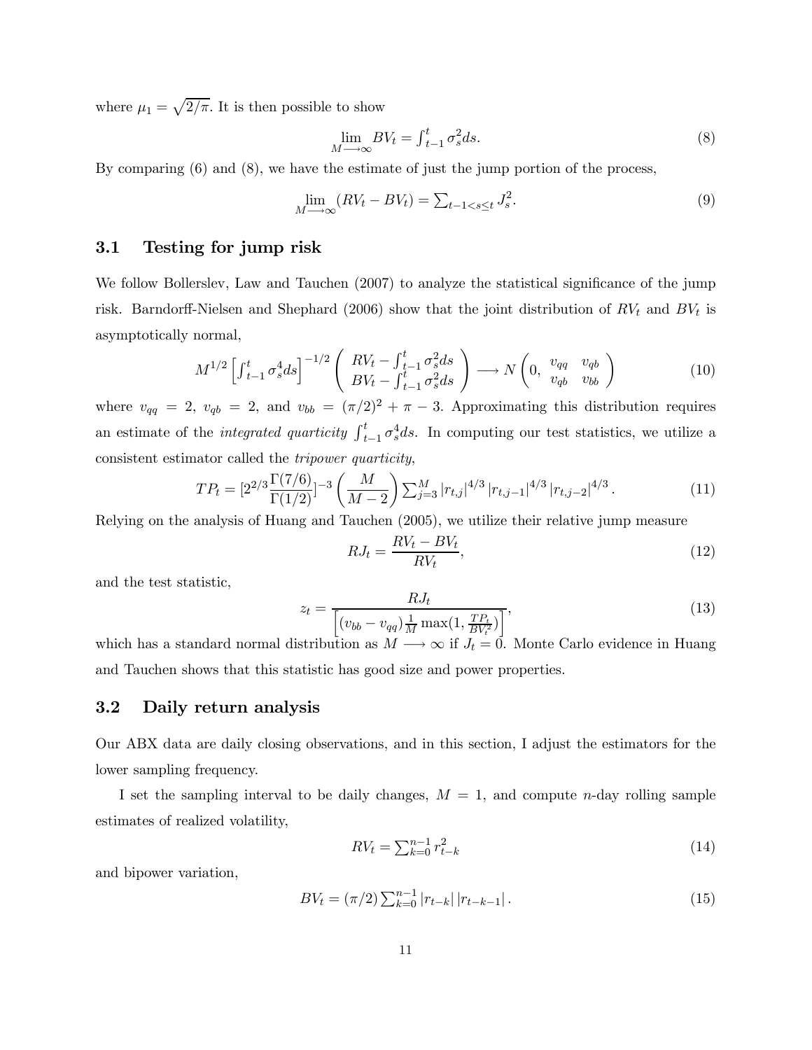where $\mu_1 = \sqrt{2/\pi}$. It is then possible to show

$$\lim_{M \longrightarrow \infty} BV_t = \int_{t-1}^{t} \sigma_s^2 ds. \tag{8}$$

By comparing (6) and (8), we have the estimate of just the jump portion of the process,

$$\lim_{M \longrightarrow \infty} (RV_t - BV_t) = \sum_{t-1<s\leq t} J_s^2. \tag{9}$$

### 3.1 Testing for jump risk

We follow Bollerslev, Law and Tauchen (2007) to analyze the statistical significance of the jump risk. Barndorff-Nielsen and Shephard (2006) show that the joint distribution of $RV_t$ and $BV_t$ is asymptotically normal,

$$M^{1/2} \left[ \int_{t-1}^{t} \sigma_s^4 ds \right]^{-1/2} \begin{pmatrix} RV_t - \int_{t-1}^{t} \sigma_s^2 ds \\ BV_t - \int_{t-1}^{t} \sigma_s^2 ds \end{pmatrix} \longrightarrow N\left(0, \begin{matrix} v_{qq} & v_{qb} \\ v_{qb} & v_{bb} \end{matrix}\right) \tag{10}$$

where $v_{qq} = 2$, $v_{qb} = 2$, and $v_{bb} = (\pi/2)^2 + \pi - 3$. Approximating this distribution requires an estimate of the *integrated quarticity* $\int_{t-1}^{t} \sigma_s^4 ds$. In computing our test statistics, we utilize a consistent estimator called the *tripower quarticity*,

$$TP_t = [2^{2/3} \frac{\Gamma(7/6)}{\Gamma(1/2)}]^{-3} \left( \frac{M}{M-2} \right) \sum_{j=3}^{M} |r_{t,j}|^{4/3} |r_{t,j-1}|^{4/3} |r_{t,j-2}|^{4/3}. \tag{11}$$

Relying on the analysis of Huang and Tauchen (2005), we utilize their relative jump measure

$$RJ_t = \frac{RV_t - BV_t}{RV_t}, \tag{12}$$

and the test statistic,

$$z_t = \frac{RJ_t}{\left[ (v_{bb} - v_{qq}) \frac{1}{M} \max(1, \frac{TP_t}{BV_t^2}) \right]}, \tag{13}$$

which has a standard normal distribution as $M \longrightarrow \infty$ if $J_t = 0$. Monte Carlo evidence in Huang and Tauchen shows that this statistic has good size and power properties.

### 3.2 Daily return analysis

Our ABX data are daily closing observations, and in this section, I adjust the estimators for the lower sampling frequency.

I set the sampling interval to be daily changes, $M = 1$, and compute $n$-day rolling sample estimates of realized volatility,

$$RV_t = \sum_{k=0}^{n-1} r_{t-k}^2 \tag{14}$$

and bipower variation,

$$BV_t = (\pi/2) \sum_{k=0}^{n-1} |r_{t-k}| \, |r_{t-k-1}|. \tag{15}$$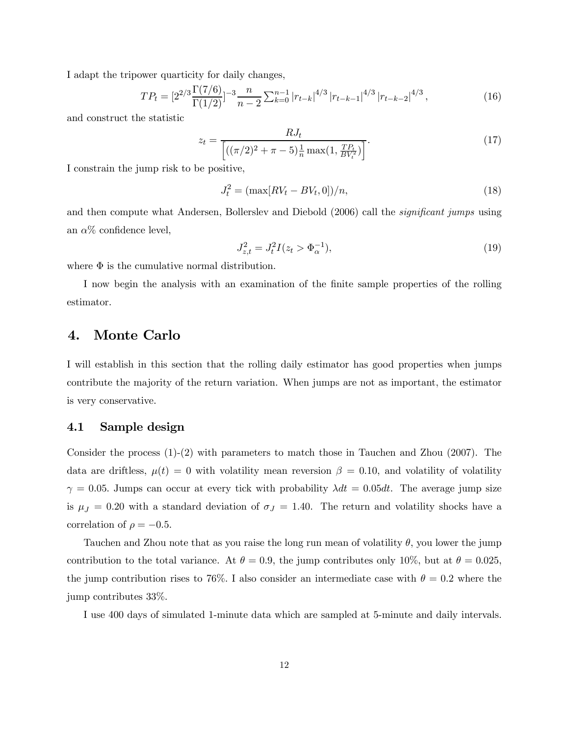I adapt the tripower quarticity for daily changes,

$$TP_t = [2^{2/3}\frac{\Gamma(7/6)}{\Gamma(1/2)}]^{-3}\frac{n}{n-2}\sum_{k=0}^{n-1}|r_{t-k}|^{4/3}|r_{t-k-1}|^{4/3}|r_{t-k-2}|^{4/3}, \tag{16}$$

and construct the statistic

$$z_t = \frac{RJ_t}{\left[((\pi/2)^2+\pi-5)\frac{1}{n}\max(1,\frac{TP_t}{BV_t^2})\right]}. \tag{17}$$

I constrain the jump risk to be positive,

$$J_t^2 = (\max[RV_t - BV_t, 0])/n, \tag{18}$$

and then compute what Andersen, Bollerslev and Diebold (2006) call the *significant jumps* using an $\alpha$% confidence level,

$$J_{z,t}^2 = J_t^2 I(z_t > \Phi_\alpha^{-1}), \tag{19}$$

where $\Phi$ is the cumulative normal distribution.

I now begin the analysis with an examination of the finite sample properties of the rolling estimator.

## 4. Monte Carlo

I will establish in this section that the rolling daily estimator has good properties when jumps contribute the majority of the return variation. When jumps are not as important, the estimator is very conservative.

### 4.1 Sample design

Consider the process (1)-(2) with parameters to match those in Tauchen and Zhou (2007). The data are driftless, $\mu(t) = 0$ with volatility mean reversion $\beta = 0.10$, and volatility of volatility $\gamma = 0.05$. Jumps can occur at every tick with probability $\lambda dt = 0.05dt$. The average jump size is $\mu_J = 0.20$ with a standard deviation of $\sigma_J = 1.40$. The return and volatility shocks have a correlation of $\rho = -0.5$.

Tauchen and Zhou note that as you raise the long run mean of volatility $\theta$, you lower the jump contribution to the total variance. At $\theta = 0.9$, the jump contributes only 10%, but at $\theta = 0.025$, the jump contribution rises to 76%. I also consider an intermediate case with $\theta = 0.2$ where the jump contributes 33%.

I use 400 days of simulated 1-minute data which are sampled at 5-minute and daily intervals.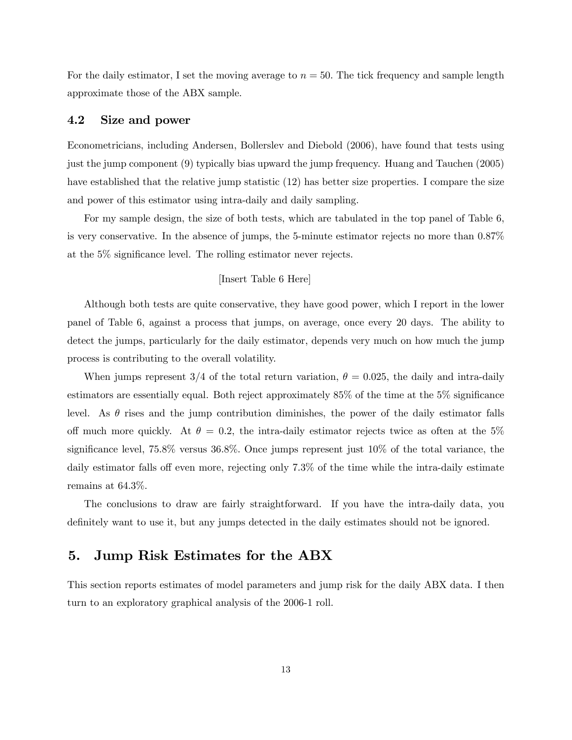For the daily estimator, I set the moving average to $n = 50$. The tick frequency and sample length approximate those of the ABX sample.

### 4.2 Size and power

Econometricians, including Andersen, Bollerslev and Diebold (2006), have found that tests using just the jump component (9) typically bias upward the jump frequency. Huang and Tauchen (2005) have established that the relative jump statistic (12) has better size properties. I compare the size and power of this estimator using intra-daily and daily sampling.

For my sample design, the size of both tests, which are tabulated in the top panel of Table 6, is very conservative. In the absence of jumps, the 5-minute estimator rejects no more than 0.87% at the 5% significance level. The rolling estimator never rejects.

[Insert Table 6 Here]

Although both tests are quite conservative, they have good power, which I report in the lower panel of Table 6, against a process that jumps, on average, once every 20 days. The ability to detect the jumps, particularly for the daily estimator, depends very much on how much the jump process is contributing to the overall volatility.

When jumps represent 3/4 of the total return variation, $\theta = 0.025$, the daily and intra-daily estimators are essentially equal. Both reject approximately 85% of the time at the 5% significance level. As $\theta$ rises and the jump contribution diminishes, the power of the daily estimator falls off much more quickly. At $\theta = 0.2$, the intra-daily estimator rejects twice as often at the 5% significance level, 75.8% versus 36.8%. Once jumps represent just 10% of the total variance, the daily estimator falls off even more, rejecting only 7.3% of the time while the intra-daily estimate remains at 64.3%.

The conclusions to draw are fairly straightforward. If you have the intra-daily data, you definitely want to use it, but any jumps detected in the daily estimates should not be ignored.

## 5. Jump Risk Estimates for the ABX

This section reports estimates of model parameters and jump risk for the daily ABX data. I then turn to an exploratory graphical analysis of the 2006-1 roll.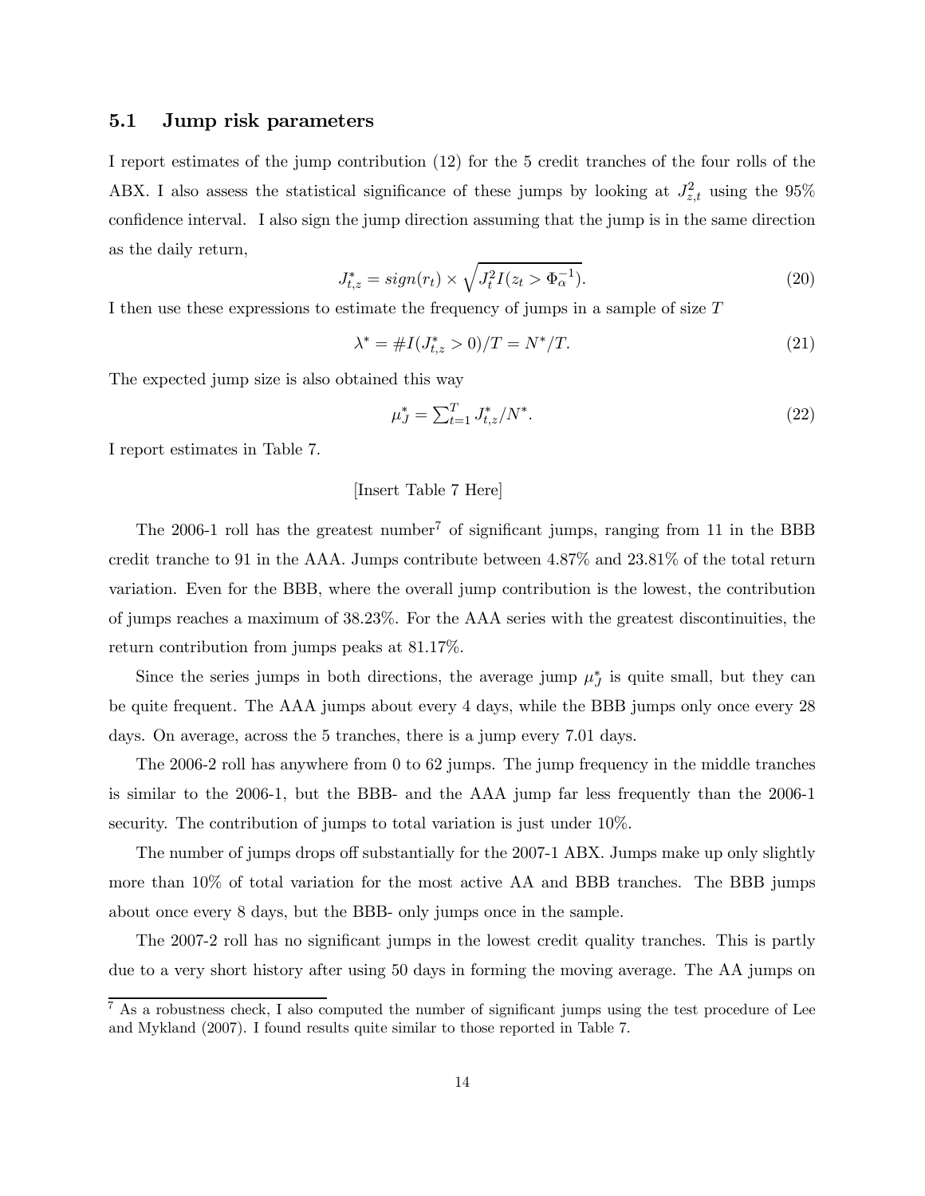## 5.1 Jump risk parameters

I report estimates of the jump contribution (12) for the 5 credit tranches of the four rolls of the ABX. I also assess the statistical significance of these jumps by looking at $J^2_{z,t}$ using the 95% confidence interval. I also sign the jump direction assuming that the jump is in the same direction as the daily return,

$$J^*_{t,z} = sign(r_t) \times \sqrt{J^2_t I(z_t > \Phi^{-1}_\alpha)}. \tag{20}$$

I then use these expressions to estimate the frequency of jumps in a sample of size $T$

$$\lambda^* = \#I(J^*_{t,z} > 0)/T = N^*/T. \tag{21}$$

The expected jump size is also obtained this way

$$\mu^*_J = \textstyle\sum_{t=1}^{T} J^*_{t,z}/N^*. \tag{22}$$

I report estimates in Table 7.

[Insert Table 7 Here]

The 2006-1 roll has the greatest number[7] of significant jumps, ranging from 11 in the BBB credit tranche to 91 in the AAA. Jumps contribute between 4.87% and 23.81% of the total return variation. Even for the BBB, where the overall jump contribution is the lowest, the contribution of jumps reaches a maximum of 38.23%. For the AAA series with the greatest discontinuities, the return contribution from jumps peaks at 81.17%.

Since the series jumps in both directions, the average jump $\mu^*_J$ is quite small, but they can be quite frequent. The AAA jumps about every 4 days, while the BBB jumps only once every 28 days. On average, across the 5 tranches, there is a jump every 7.01 days.

The 2006-2 roll has anywhere from 0 to 62 jumps. The jump frequency in the middle tranches is similar to the 2006-1, but the BBB- and the AAA jump far less frequently than the 2006-1 security. The contribution of jumps to total variation is just under 10%.

The number of jumps drops off substantially for the 2007-1 ABX. Jumps make up only slightly more than 10% of total variation for the most active AA and BBB tranches. The BBB jumps about once every 8 days, but the BBB- only jumps once in the sample.

The 2007-2 roll has no significant jumps in the lowest credit quality tranches. This is partly due to a very short history after using 50 days in forming the moving average. The AA jumps on

[7] As a robustness check, I also computed the number of significant jumps using the test procedure of Lee and Mykland (2007). I found results quite similar to those reported in Table 7.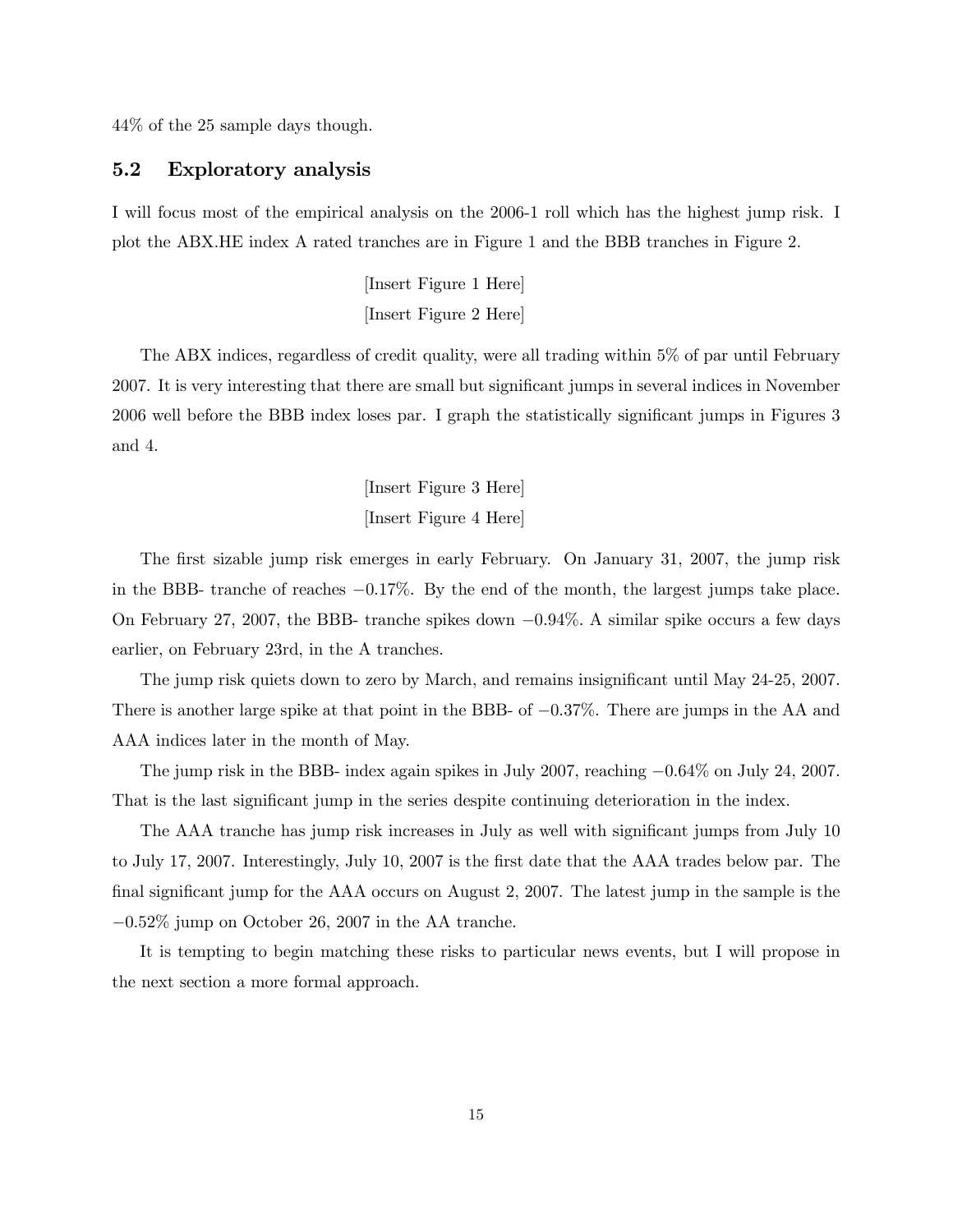44% of the 25 sample days though.

## 5.2 Exploratory analysis

I will focus most of the empirical analysis on the 2006-1 roll which has the highest jump risk. I plot the ABX.HE index A rated tranches are in Figure 1 and the BBB tranches in Figure 2.

[Insert Figure 1 Here]

[Insert Figure 2 Here]

The ABX indices, regardless of credit quality, were all trading within 5% of par until February 2007. It is very interesting that there are small but significant jumps in several indices in November 2006 well before the BBB index loses par. I graph the statistically significant jumps in Figures 3 and 4.

[Insert Figure 3 Here]

[Insert Figure 4 Here]

The first sizable jump risk emerges in early February. On January 31, 2007, the jump risk in the BBB- tranche of reaches $-0.17\%$. By the end of the month, the largest jumps take place. On February 27, 2007, the BBB- tranche spikes down $-0.94\%$. A similar spike occurs a few days earlier, on February 23rd, in the A tranches.

The jump risk quiets down to zero by March, and remains insignificant until May 24-25, 2007. There is another large spike at that point in the BBB- of $-0.37\%$. There are jumps in the AA and AAA indices later in the month of May.

The jump risk in the BBB- index again spikes in July 2007, reaching $-0.64\%$ on July 24, 2007. That is the last significant jump in the series despite continuing deterioration in the index.

The AAA tranche has jump risk increases in July as well with significant jumps from July 10 to July 17, 2007. Interestingly, July 10, 2007 is the first date that the AAA trades below par. The final significant jump for the AAA occurs on August 2, 2007. The latest jump in the sample is the $-0.52\%$ jump on October 26, 2007 in the AA tranche.

It is tempting to begin matching these risks to particular news events, but I will propose in the next section a more formal approach.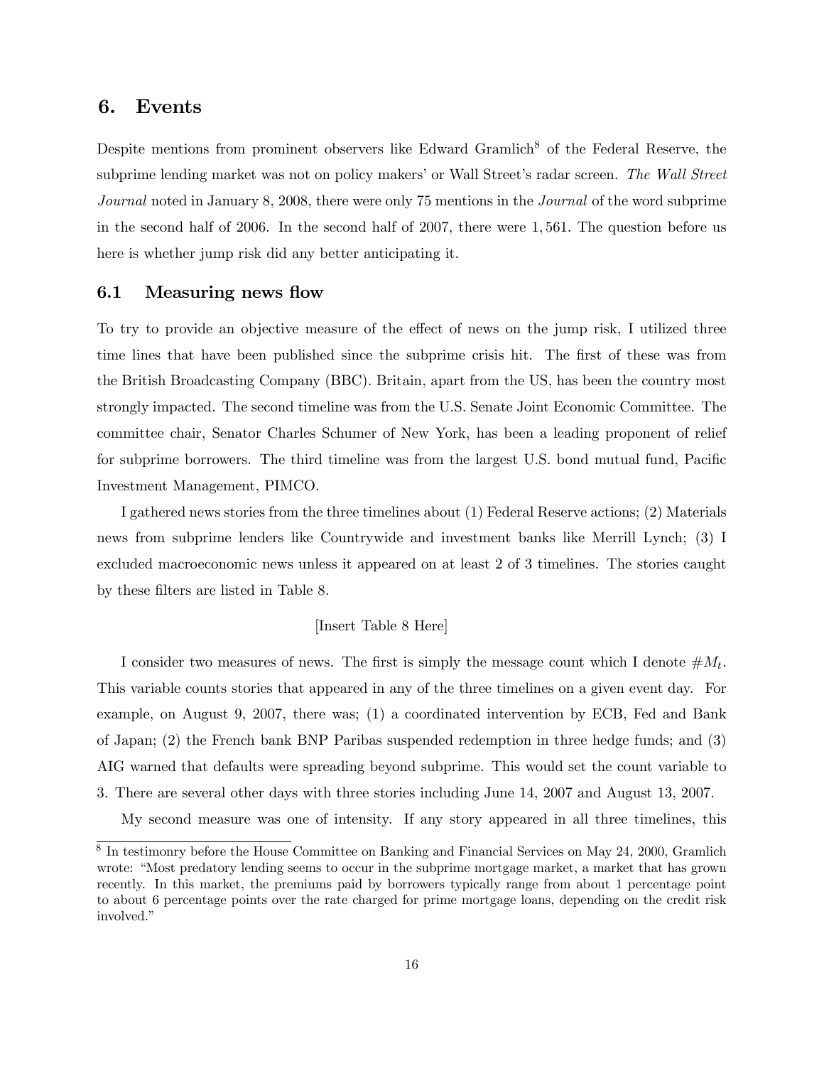## 6. Events

Despite mentions from prominent observers like Edward Gramlich[8] of the Federal Reserve, the subprime lending market was not on policy makers' or Wall Street's radar screen. *The Wall Street Journal* noted in January 8, 2008, there were only 75 mentions in the *Journal* of the word subprime in the second half of 2006. In the second half of 2007, there were 1,561. The question before us here is whether jump risk did any better anticipating it.

### 6.1 Measuring news flow

To try to provide an objective measure of the effect of news on the jump risk, I utilized three time lines that have been published since the subprime crisis hit. The first of these was from the British Broadcasting Company (BBC). Britain, apart from the US, has been the country most strongly impacted. The second timeline was from the U.S. Senate Joint Economic Committee. The committee chair, Senator Charles Schumer of New York, has been a leading proponent of relief for subprime borrowers. The third timeline was from the largest U.S. bond mutual fund, Pacific Investment Management, PIMCO.

I gathered news stories from the three timelines about (1) Federal Reserve actions; (2) Materials news from subprime lenders like Countrywide and investment banks like Merrill Lynch; (3) I excluded macroeconomic news unless it appeared on at least 2 of 3 timelines. The stories caught by these filters are listed in Table 8.

[Insert Table 8 Here]

I consider two measures of news. The first is simply the message count which I denote $\#M_t$. This variable counts stories that appeared in any of the three timelines on a given event day. For example, on August 9, 2007, there was; (1) a coordinated intervention by ECB, Fed and Bank of Japan; (2) the French bank BNP Paribas suspended redemption in three hedge funds; and (3) AIG warned that defaults were spreading beyond subprime. This would set the count variable to 3. There are several other days with three stories including June 14, 2007 and August 13, 2007.

My second measure was one of intensity. If any story appeared in all three timelines, this

[8] In testimonry before the House Committee on Banking and Financial Services on May 24, 2000, Gramlich wrote: "Most predatory lending seems to occur in the subprime mortgage market, a market that has grown recently. In this market, the premiums paid by borrowers typically range from about 1 percentage point to about 6 percentage points over the rate charged for prime mortgage loans, depending on the credit risk involved."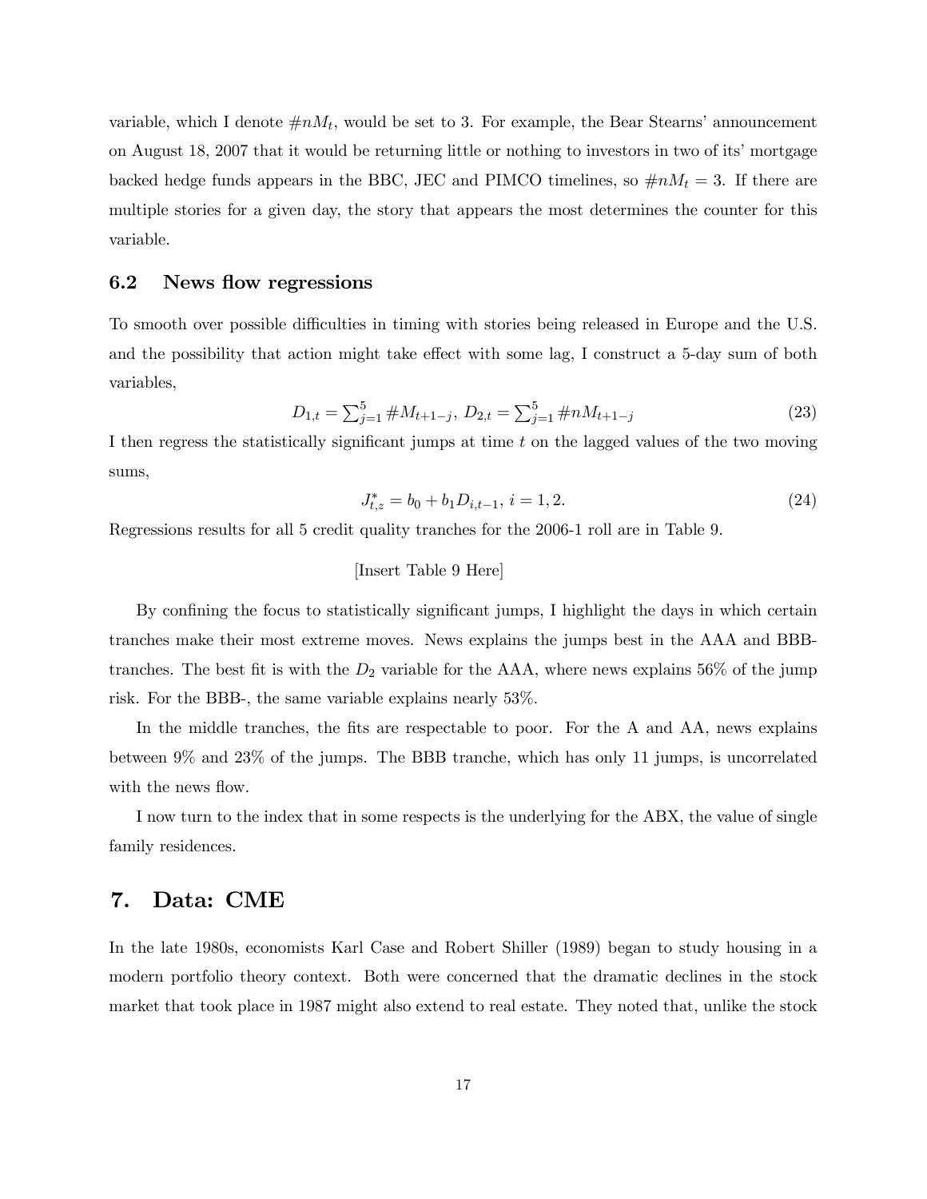variable, which I denote $\#nM_t$, would be set to 3. For example, the Bear Stearns' announcement on August 18, 2007 that it would be returning little or nothing to investors in two of its' mortgage backed hedge funds appears in the BBC, JEC and PIMCO timelines, so $\#nM_t = 3$. If there are multiple stories for a given day, the story that appears the most determines the counter for this variable.

### 6.2 News flow regressions

To smooth over possible difficulties in timing with stories being released in Europe and the U.S. and the possibility that action might take effect with some lag, I construct a 5-day sum of both variables,

$$D_{1,t} = \sum_{j=1}^{5} \#M_{t+1-j},\ D_{2,t} = \sum_{j=1}^{5} \#nM_{t+1-j} \tag{23}$$

I then regress the statistically significant jumps at time $t$ on the lagged values of the two moving sums,

$$J_{t,z}^{*} = b_0 + b_1 D_{i,t-1},\ i = 1, 2. \tag{24}$$

Regressions results for all 5 credit quality tranches for the 2006-1 roll are in Table 9.

[Insert Table 9 Here]

By confining the focus to statistically significant jumps, I highlight the days in which certain tranches make their most extreme moves. News explains the jumps best in the AAA and BBB- tranches. The best fit is with the $D_2$ variable for the AAA, where news explains 56% of the jump risk. For the BBB-, the same variable explains nearly 53%.

In the middle tranches, the fits are respectable to poor. For the A and AA, news explains between 9% and 23% of the jumps. The BBB tranche, which has only 11 jumps, is uncorrelated with the news flow.

I now turn to the index that in some respects is the underlying for the ABX, the value of single family residences.

## 7. Data: CME

In the late 1980s, economists Karl Case and Robert Shiller (1989) began to study housing in a modern portfolio theory context. Both were concerned that the dramatic declines in the stock market that took place in 1987 might also extend to real estate. They noted that, unlike the stock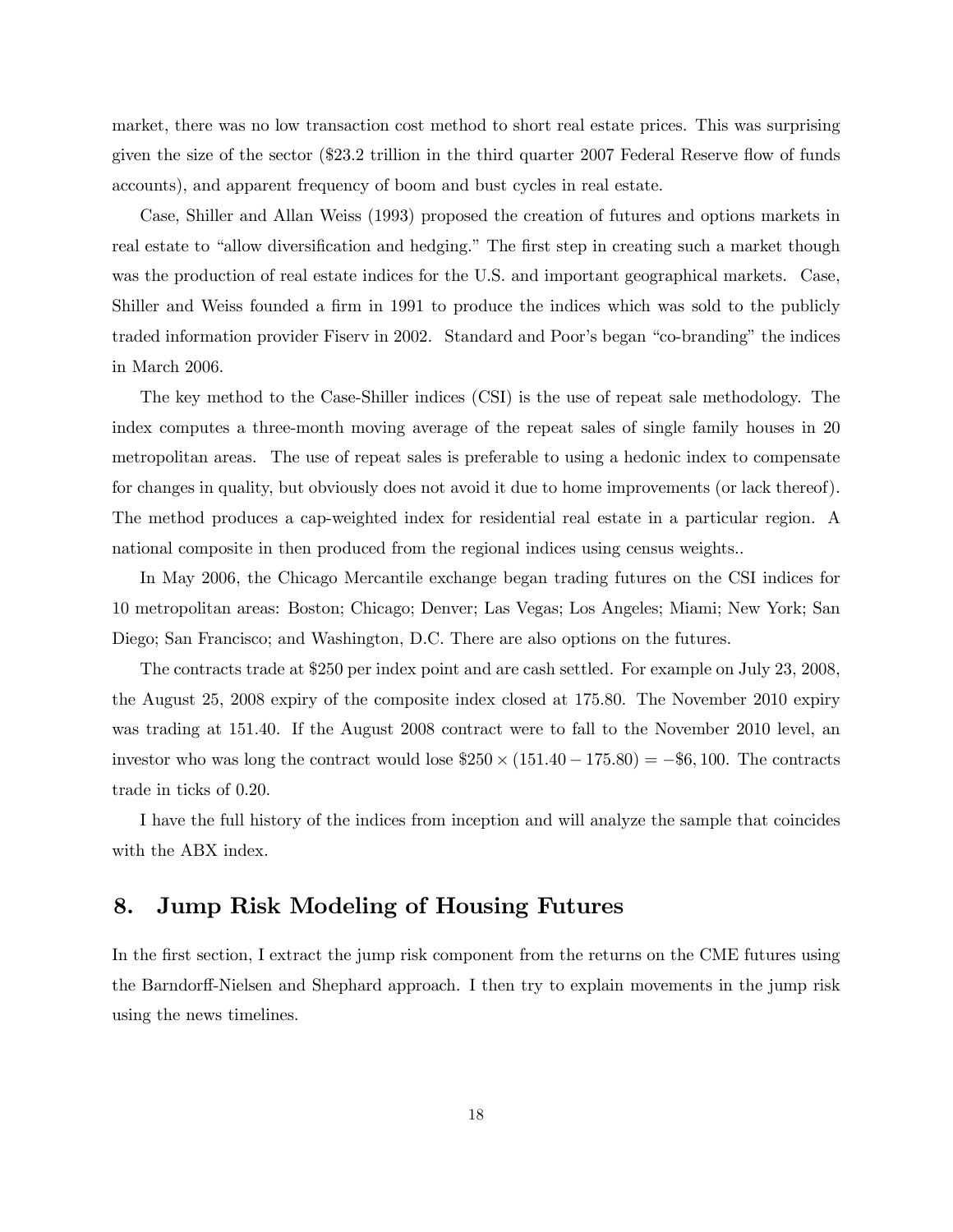market, there was no low transaction cost method to short real estate prices. This was surprising given the size of the sector ($23.2 trillion in the third quarter 2007 Federal Reserve flow of funds accounts), and apparent frequency of boom and bust cycles in real estate.

Case, Shiller and Allan Weiss (1993) proposed the creation of futures and options markets in real estate to "allow diversification and hedging." The first step in creating such a market though was the production of real estate indices for the U.S. and important geographical markets. Case, Shiller and Weiss founded a firm in 1991 to produce the indices which was sold to the publicly traded information provider Fiserv in 2002. Standard and Poor's began "co-branding" the indices in March 2006.

The key method to the Case-Shiller indices (CSI) is the use of repeat sale methodology. The index computes a three-month moving average of the repeat sales of single family houses in 20 metropolitan areas. The use of repeat sales is preferable to using a hedonic index to compensate for changes in quality, but obviously does not avoid it due to home improvements (or lack thereof). The method produces a cap-weighted index for residential real estate in a particular region. A national composite in then produced from the regional indices using census weights..

In May 2006, the Chicago Mercantile exchange began trading futures on the CSI indices for 10 metropolitan areas: Boston; Chicago; Denver; Las Vegas; Los Angeles; Miami; New York; San Diego; San Francisco; and Washington, D.C. There are also options on the futures.

The contracts trade at $250 per index point and are cash settled. For example on July 23, 2008, the August 25, 2008 expiry of the composite index closed at 175.80. The November 2010 expiry was trading at 151.40. If the August 2008 contract were to fall to the November 2010 level, an investor who was long the contract would lose $\$250 \times (151.40 - 175.80) = -\$6,100$. The contracts trade in ticks of 0.20.

I have the full history of the indices from inception and will analyze the sample that coincides with the ABX index.

## 8. Jump Risk Modeling of Housing Futures

In the first section, I extract the jump risk component from the returns on the CME futures using the Barndorff-Nielsen and Shephard approach. I then try to explain movements in the jump risk using the news timelines.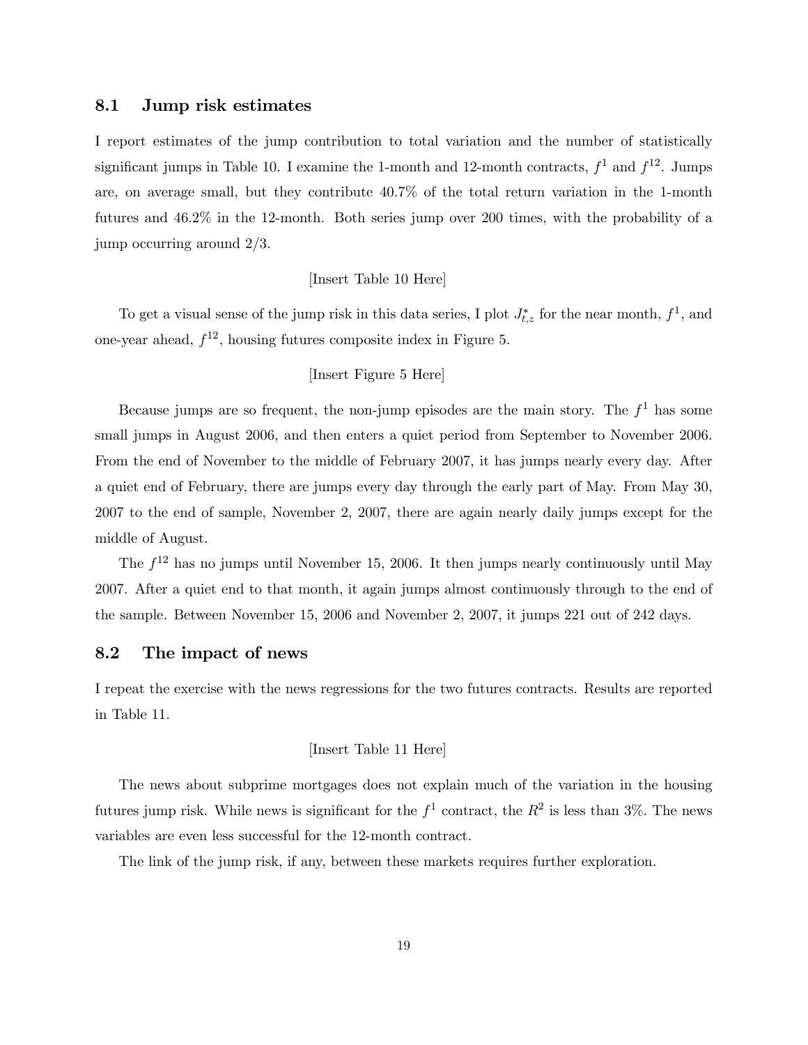## 8.1 Jump risk estimates

I report estimates of the jump contribution to total variation and the number of statistically significant jumps in Table 10. I examine the 1-month and 12-month contracts, $f^1$ and $f^{12}$. Jumps are, on average small, but they contribute 40.7% of the total return variation in the 1-month futures and 46.2% in the 12-month. Both series jump over 200 times, with the probability of a jump occurring around 2/3.

[Insert Table 10 Here]

To get a visual sense of the jump risk in this data series, I plot $J^*_{t,z}$ for the near month, $f^1$, and one-year ahead, $f^{12}$, housing futures composite index in Figure 5.

[Insert Figure 5 Here]

Because jumps are so frequent, the non-jump episodes are the main story. The $f^1$ has some small jumps in August 2006, and then enters a quiet period from September to November 2006. From the end of November to the middle of February 2007, it has jumps nearly every day. After a quiet end of February, there are jumps every day through the early part of May. From May 30, 2007 to the end of sample, November 2, 2007, there are again nearly daily jumps except for the middle of August.

The $f^{12}$ has no jumps until November 15, 2006. It then jumps nearly continuously until May 2007. After a quiet end to that month, it again jumps almost continuously through to the end of the sample. Between November 15, 2006 and November 2, 2007, it jumps 221 out of 242 days.

## 8.2 The impact of news

I repeat the exercise with the news regressions for the two futures contracts. Results are reported in Table 11.

[Insert Table 11 Here]

The news about subprime mortgages does not explain much of the variation in the housing futures jump risk. While news is significant for the $f^1$ contract, the $R^2$ is less than 3%. The news variables are even less successful for the 12-month contract.

The link of the jump risk, if any, between these markets requires further exploration.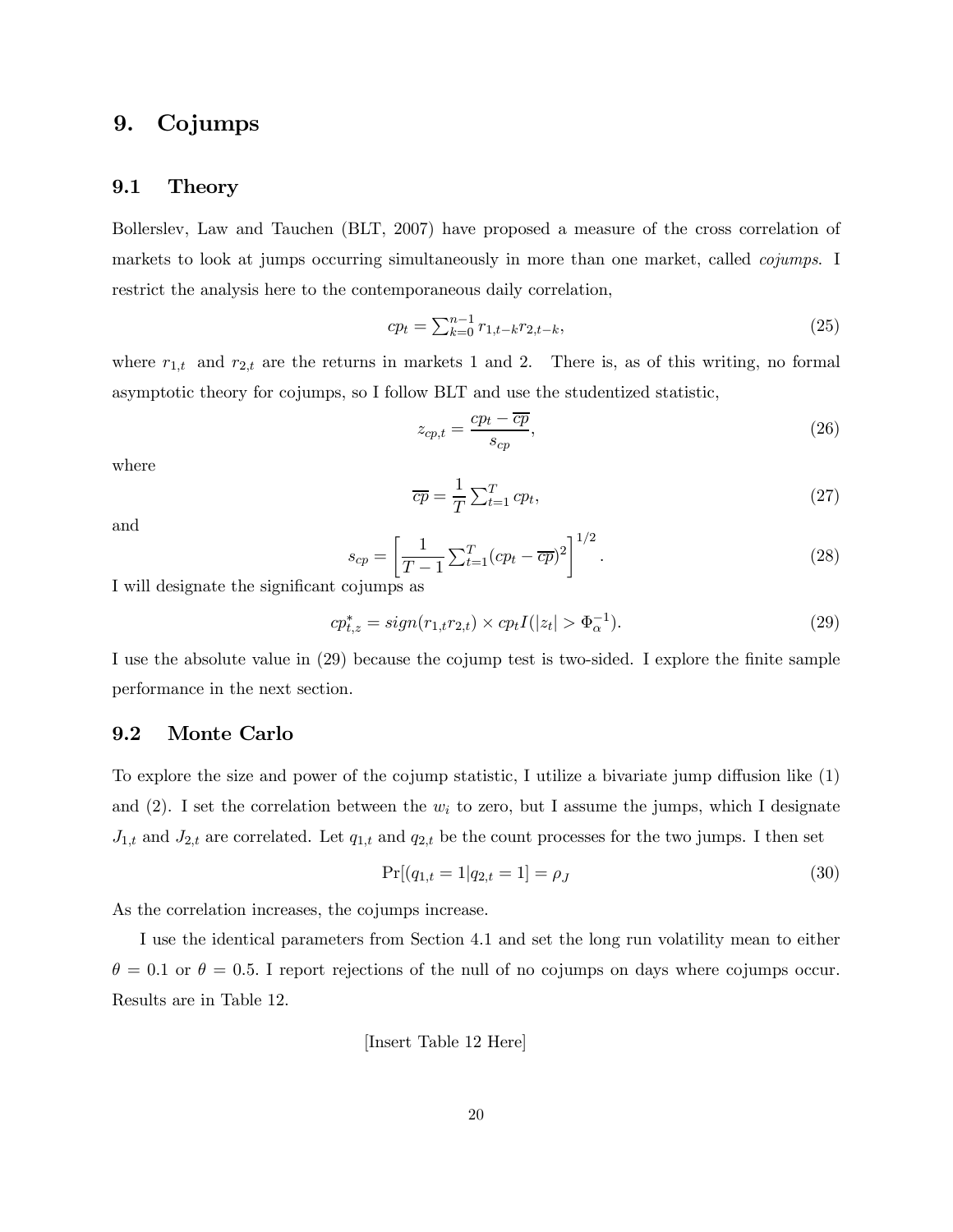# 9. Cojumps

## 9.1 Theory

Bollerslev, Law and Tauchen (BLT, 2007) have proposed a measure of the cross correlation of markets to look at jumps occurring simultaneously in more than one market, called *cojumps*. I restrict the analysis here to the contemporaneous daily correlation,

$$cp_t = \sum_{k=0}^{n-1} r_{1,t-k} r_{2,t-k}, \tag{25}$$

where $r_{1,t}$ and $r_{2,t}$ are the returns in markets 1 and 2. There is, as of this writing, no formal asymptotic theory for cojumps, so I follow BLT and use the studentized statistic,

$$z_{cp,t} = \frac{cp_t - \overline{cp}}{s_{cp}}, \tag{26}$$

where

$$\overline{cp} = \frac{1}{T} \sum_{t=1}^{T} cp_t, \tag{27}$$

and

$$s_{cp} = \left[ \frac{1}{T-1} \sum_{t=1}^{T} (cp_t - \overline{cp})^2 \right]^{1/2}. \tag{28}$$

I will designate the significant cojumps as

$$cp_{t,z}^{*} = sign(r_{1,t} r_{2,t}) \times cp_t I(|z_t| > \Phi_{\alpha}^{-1}). \tag{29}$$

I use the absolute value in (29) because the cojump test is two-sided. I explore the finite sample performance in the next section.

## 9.2 Monte Carlo

To explore the size and power of the cojump statistic, I utilize a bivariate jump diffusion like (1) and (2). I set the correlation between the $w_i$ to zero, but I assume the jumps, which I designate $J_{1,t}$ and $J_{2,t}$ are correlated. Let $q_{1,t}$ and $q_{2,t}$ be the count processes for the two jumps. I then set

$$\Pr[(q_{1,t} = 1 | q_{2,t} = 1] = \rho_J \tag{30}$$

As the correlation increases, the cojumps increase.

I use the identical parameters from Section 4.1 and set the long run volatility mean to either $\theta = 0.1$ or $\theta = 0.5$. I report rejections of the null of no cojumps on days where cojumps occur. Results are in Table 12.

[Insert Table 12 Here]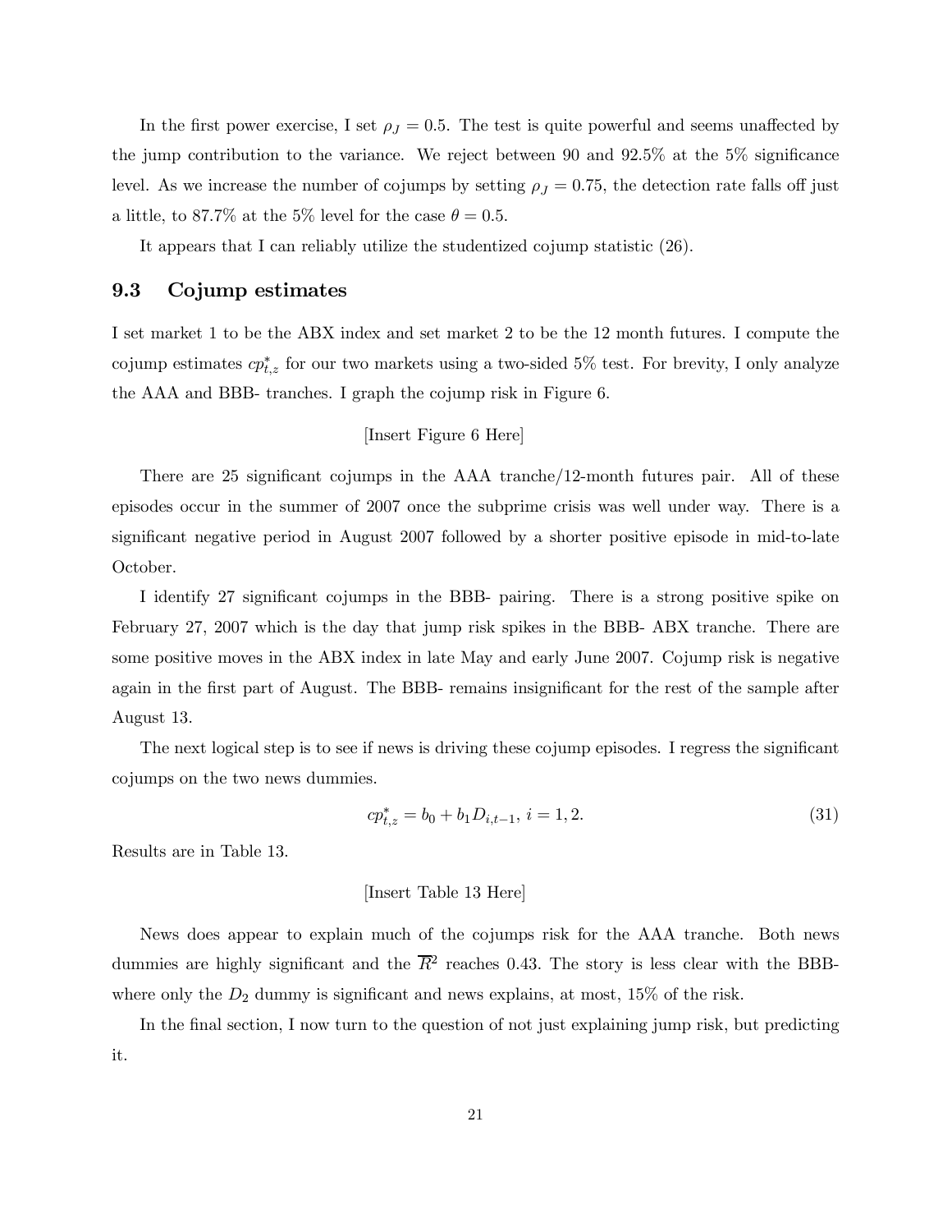In the first power exercise, I set $\rho_J = 0.5$. The test is quite powerful and seems unaffected by the jump contribution to the variance. We reject between 90 and 92.5% at the 5% significance level. As we increase the number of cojumps by setting $\rho_J = 0.75$, the detection rate falls off just a little, to 87.7% at the 5% level for the case $\theta = 0.5$.

It appears that I can reliably utilize the studentized cojump statistic (26).

## 9.3 Cojump estimates

I set market 1 to be the ABX index and set market 2 to be the 12 month futures. I compute the cojump estimates $cp^*_{t,z}$ for our two markets using a two-sided 5% test. For brevity, I only analyze the AAA and BBB- tranches. I graph the cojump risk in Figure 6.

[Insert Figure 6 Here]

There are 25 significant cojumps in the AAA tranche/12-month futures pair. All of these episodes occur in the summer of 2007 once the subprime crisis was well under way. There is a significant negative period in August 2007 followed by a shorter positive episode in mid-to-late October.

I identify 27 significant cojumps in the BBB- pairing. There is a strong positive spike on February 27, 2007 which is the day that jump risk spikes in the BBB- ABX tranche. There are some positive moves in the ABX index in late May and early June 2007. Cojump risk is negative again in the first part of August. The BBB- remains insignificant for the rest of the sample after August 13.

The next logical step is to see if news is driving these cojump episodes. I regress the significant cojumps on the two news dummies.

$$cp^*_{t,z} = b_0 + b_1 D_{i,t-1},\ i = 1, 2. \tag{31}$$

Results are in Table 13.

[Insert Table 13 Here]

News does appear to explain much of the cojumps risk for the AAA tranche. Both news dummies are highly significant and the $\overline{R}^2$ reaches 0.43. The story is less clear with the BBB- where only the $D_2$ dummy is significant and news explains, at most, 15% of the risk.

In the final section, I now turn to the question of not just explaining jump risk, but predicting it.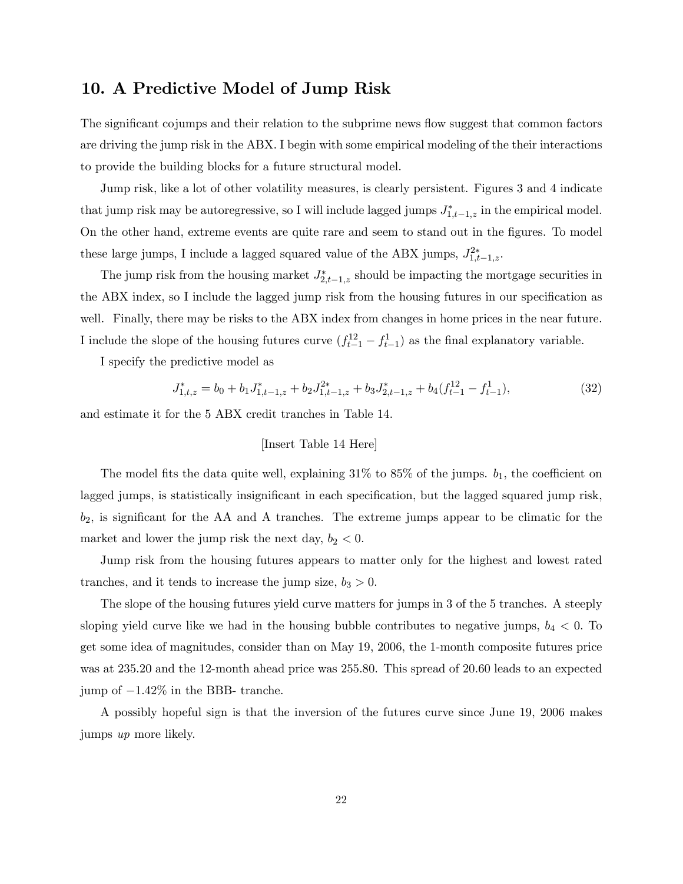## 10. A Predictive Model of Jump Risk

The significant cojumps and their relation to the subprime news flow suggest that common factors are driving the jump risk in the ABX. I begin with some empirical modeling of the their interactions to provide the building blocks for a future structural model.

Jump risk, like a lot of other volatility measures, is clearly persistent. Figures 3 and 4 indicate that jump risk may be autoregressive, so I will include lagged jumps $J^*_{1,t-1,z}$ in the empirical model. On the other hand, extreme events are quite rare and seem to stand out in the figures. To model these large jumps, I include a lagged squared value of the ABX jumps, $J^{2*}_{1,t-1,z}$.

The jump risk from the housing market $J^*_{2,t-1,z}$ should be impacting the mortgage securities in the ABX index, so I include the lagged jump risk from the housing futures in our specification as well. Finally, there may be risks to the ABX index from changes in home prices in the near future. I include the slope of the housing futures curve $(f^{12}_{t-1} - f^{1}_{t-1})$ as the final explanatory variable.

I specify the predictive model as

$$J^*_{1,t,z} = b_0 + b_1 J^*_{1,t-1,z} + b_2 J^{2*}_{1,t-1,z} + b_3 J^*_{2,t-1,z} + b_4 (f^{12}_{t-1} - f^{1}_{t-1}), \tag{32}$$

and estimate it for the 5 ABX credit tranches in Table 14.

[Insert Table 14 Here]

The model fits the data quite well, explaining 31% to 85% of the jumps. $b_1$, the coefficient on lagged jumps, is statistically insignificant in each specification, but the lagged squared jump risk, $b_2$, is significant for the AA and A tranches. The extreme jumps appear to be climatic for the market and lower the jump risk the next day, $b_2 < 0$.

Jump risk from the housing futures appears to matter only for the highest and lowest rated tranches, and it tends to increase the jump size, $b_3 > 0$.

The slope of the housing futures yield curve matters for jumps in 3 of the 5 tranches. A steeply sloping yield curve like we had in the housing bubble contributes to negative jumps, $b_4 < 0$. To get some idea of magnitudes, consider than on May 19, 2006, the 1-month composite futures price was at 235.20 and the 12-month ahead price was 255.80. This spread of 20.60 leads to an expected jump of $-1.42\%$ in the BBB- tranche.

A possibly hopeful sign is that the inversion of the futures curve since June 19, 2006 makes jumps *up* more likely.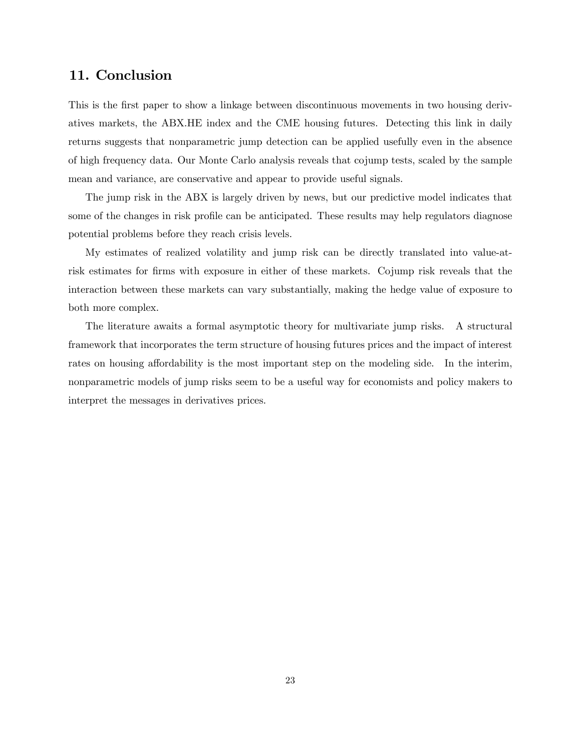## 11. Conclusion

This is the first paper to show a linkage between discontinuous movements in two housing derivatives markets, the ABX.HE index and the CME housing futures. Detecting this link in daily returns suggests that nonparametric jump detection can be applied usefully even in the absence of high frequency data. Our Monte Carlo analysis reveals that cojump tests, scaled by the sample mean and variance, are conservative and appear to provide useful signals.

The jump risk in the ABX is largely driven by news, but our predictive model indicates that some of the changes in risk profile can be anticipated. These results may help regulators diagnose potential problems before they reach crisis levels.

My estimates of realized volatility and jump risk can be directly translated into value-at-risk estimates for firms with exposure in either of these markets. Cojump risk reveals that the interaction between these markets can vary substantially, making the hedge value of exposure to both more complex.

The literature awaits a formal asymptotic theory for multivariate jump risks. A structural framework that incorporates the term structure of housing futures prices and the impact of interest rates on housing affordability is the most important step on the modeling side. In the interim, nonparametric models of jump risks seem to be a useful way for economists and policy makers to interpret the messages in derivatives prices.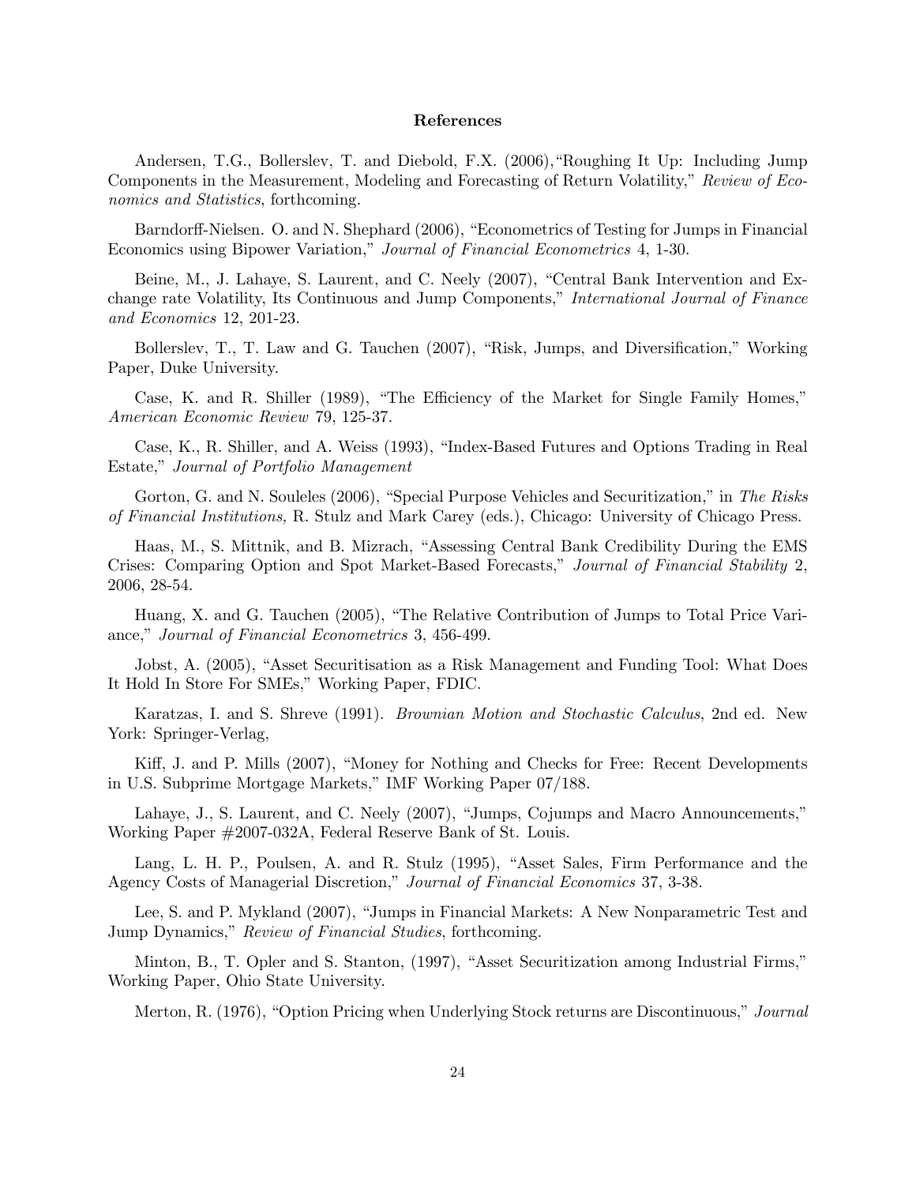# References

Andersen, T.G., Bollerslev, T. and Diebold, F.X. (2006),"Roughing It Up: Including Jump Components in the Measurement, Modeling and Forecasting of Return Volatility," *Review of Economics and Statistics*, forthcoming.

Barndorff-Nielsen. O. and N. Shephard (2006), "Econometrics of Testing for Jumps in Financial Economics using Bipower Variation," *Journal of Financial Econometrics* 4, 1-30.

Beine, M., J. Lahaye, S. Laurent, and C. Neely (2007), "Central Bank Intervention and Exchange rate Volatility, Its Continuous and Jump Components," *International Journal of Finance and Economics* 12, 201-23.

Bollerslev, T., T. Law and G. Tauchen (2007), "Risk, Jumps, and Diversification," Working Paper, Duke University.

Case, K. and R. Shiller (1989), "The Efficiency of the Market for Single Family Homes," *American Economic Review* 79, 125-37.

Case, K., R. Shiller, and A. Weiss (1993), "Index-Based Futures and Options Trading in Real Estate," *Journal of Portfolio Management*

Gorton, G. and N. Souleles (2006), "Special Purpose Vehicles and Securitization," in *The Risks of Financial Institutions,* R. Stulz and Mark Carey (eds.), Chicago: University of Chicago Press.

Haas, M., S. Mittnik, and B. Mizrach, "Assessing Central Bank Credibility During the EMS Crises: Comparing Option and Spot Market-Based Forecasts," *Journal of Financial Stability* 2, 2006, 28-54.

Huang, X. and G. Tauchen (2005), "The Relative Contribution of Jumps to Total Price Variance," *Journal of Financial Econometrics* 3, 456-499.

Jobst, A. (2005), "Asset Securitisation as a Risk Management and Funding Tool: What Does It Hold In Store For SMEs," Working Paper, FDIC.

Karatzas, I. and S. Shreve (1991). *Brownian Motion and Stochastic Calculus*, 2nd ed. New York: Springer-Verlag,

Kiff, J. and P. Mills (2007), "Money for Nothing and Checks for Free: Recent Developments in U.S. Subprime Mortgage Markets," IMF Working Paper 07/188.

Lahaye, J., S. Laurent, and C. Neely (2007), "Jumps, Cojumps and Macro Announcements," Working Paper #2007-032A, Federal Reserve Bank of St. Louis.

Lang, L. H. P., Poulsen, A. and R. Stulz (1995), "Asset Sales, Firm Performance and the Agency Costs of Managerial Discretion," *Journal of Financial Economics* 37, 3-38.

Lee, S. and P. Mykland (2007), "Jumps in Financial Markets: A New Nonparametric Test and Jump Dynamics," *Review of Financial Studies*, forthcoming.

Minton, B., T. Opler and S. Stanton, (1997), "Asset Securitization among Industrial Firms," Working Paper, Ohio State University.

Merton, R. (1976), "Option Pricing when Underlying Stock returns are Discontinuous," *Journal*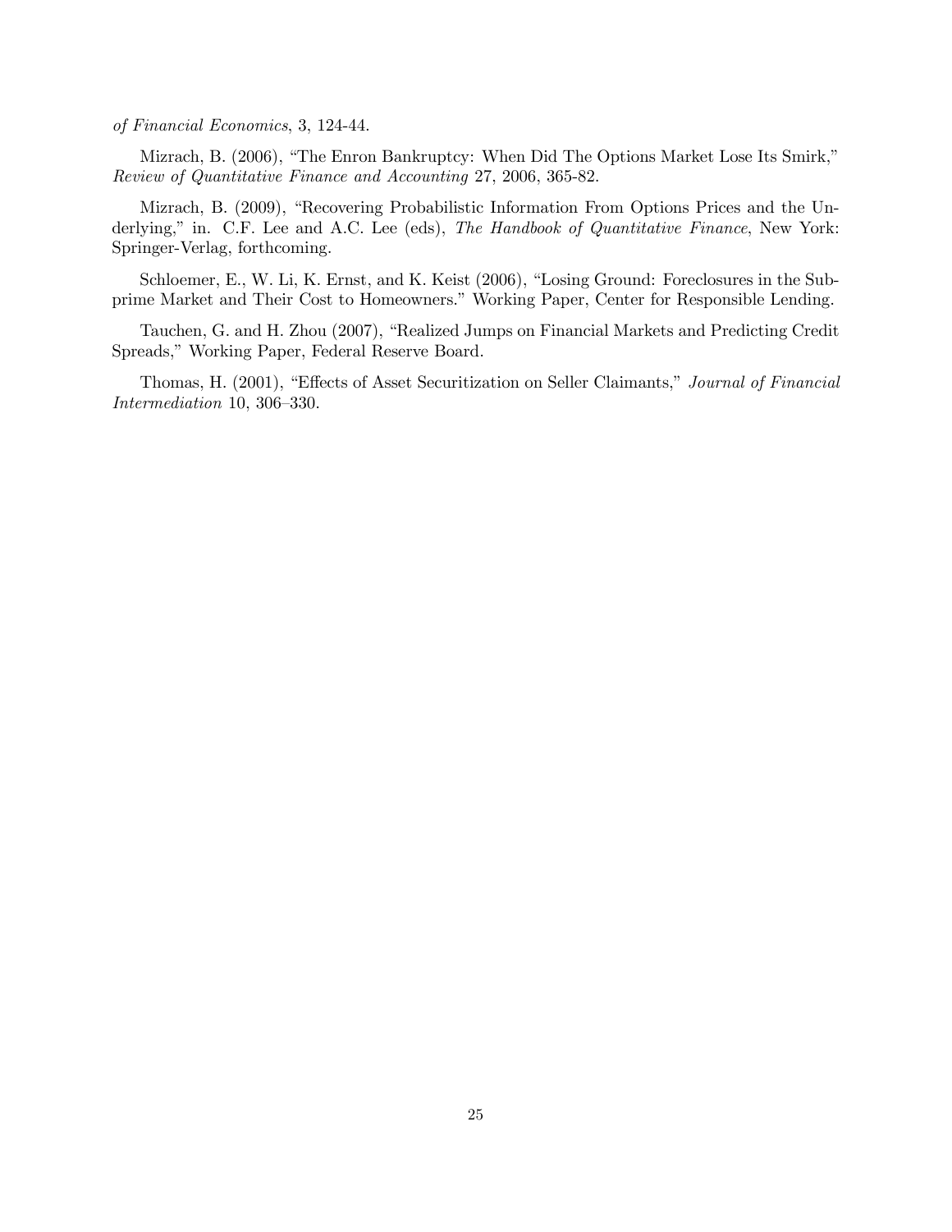*of Financial Economics*, 3, 124-44.

Mizrach, B. (2006), "The Enron Bankruptcy: When Did The Options Market Lose Its Smirk," *Review of Quantitative Finance and Accounting* 27, 2006, 365-82.

Mizrach, B. (2009), "Recovering Probabilistic Information From Options Prices and the Underlying," in. C.F. Lee and A.C. Lee (eds), *The Handbook of Quantitative Finance*, New York: Springer-Verlag, forthcoming.

Schloemer, E., W. Li, K. Ernst, and K. Keist (2006), "Losing Ground: Foreclosures in the Subprime Market and Their Cost to Homeowners." Working Paper, Center for Responsible Lending.

Tauchen, G. and H. Zhou (2007), "Realized Jumps on Financial Markets and Predicting Credit Spreads," Working Paper, Federal Reserve Board.

Thomas, H. (2001), "Effects of Asset Securitization on Seller Claimants," *Journal of Financial Intermediation* 10, 306–330.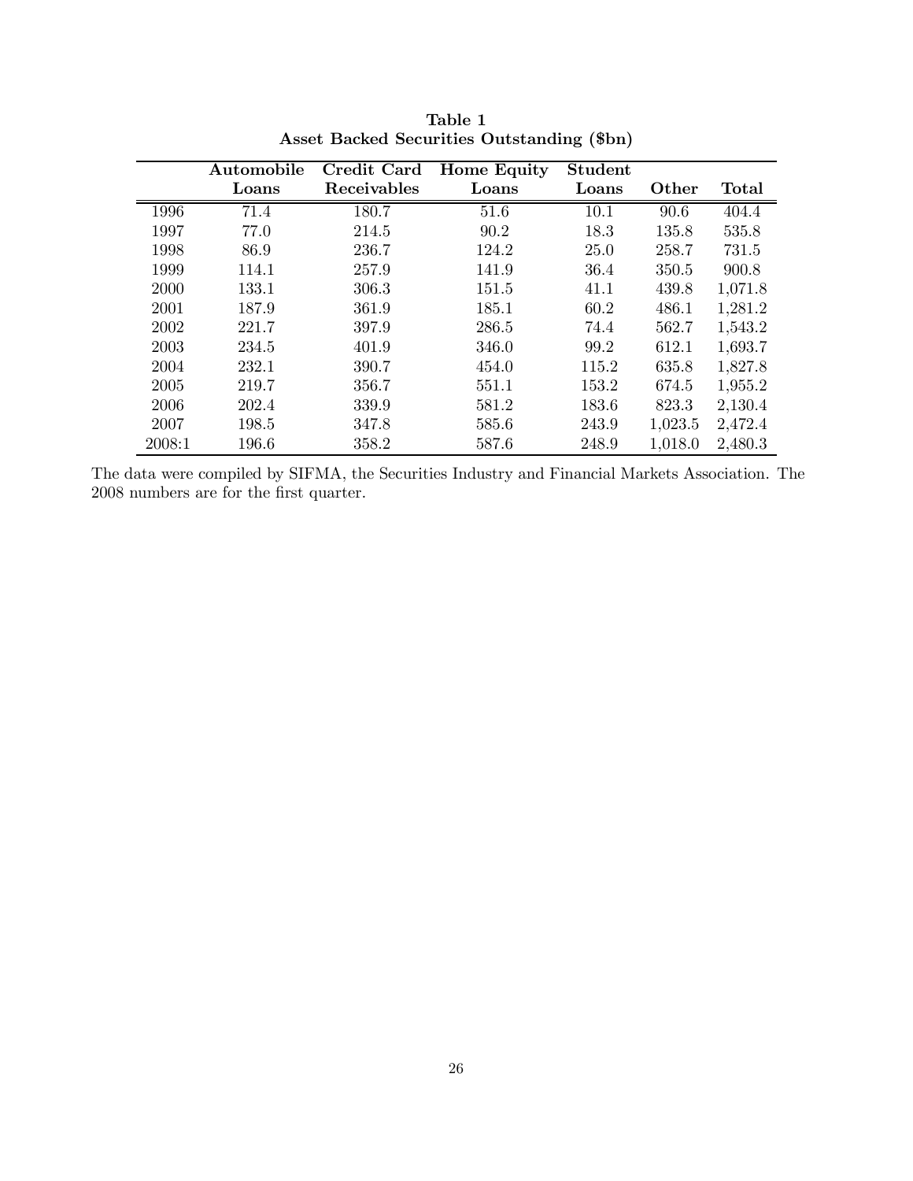**Table 1**
**Asset Backed Securities Outstanding ($bn)**

| | Automobile Loans | Credit Card Receivables | Home Equity Loans | Student Loans | Other | Total |
|---|---|---|---|---|---|---|
| 1996 | 71.4 | 180.7 | 51.6 | 10.1 | 90.6 | 404.4 |
| 1997 | 77.0 | 214.5 | 90.2 | 18.3 | 135.8 | 535.8 |
| 1998 | 86.9 | 236.7 | 124.2 | 25.0 | 258.7 | 731.5 |
| 1999 | 114.1 | 257.9 | 141.9 | 36.4 | 350.5 | 900.8 |
| 2000 | 133.1 | 306.3 | 151.5 | 41.1 | 439.8 | 1,071.8 |
| 2001 | 187.9 | 361.9 | 185.1 | 60.2 | 486.1 | 1,281.2 |
| 2002 | 221.7 | 397.9 | 286.5 | 74.4 | 562.7 | 1,543.2 |
| 2003 | 234.5 | 401.9 | 346.0 | 99.2 | 612.1 | 1,693.7 |
| 2004 | 232.1 | 390.7 | 454.0 | 115.2 | 635.8 | 1,827.8 |
| 2005 | 219.7 | 356.7 | 551.1 | 153.2 | 674.5 | 1,955.2 |
| 2006 | 202.4 | 339.9 | 581.2 | 183.6 | 823.3 | 2,130.4 |
| 2007 | 198.5 | 347.8 | 585.6 | 243.9 | 1,023.5 | 2,472.4 |
| 2008:1 | 196.6 | 358.2 | 587.6 | 248.9 | 1,018.0 | 2,480.3 |

The data were compiled by SIFMA, the Securities Industry and Financial Markets Association. The 2008 numbers are for the first quarter.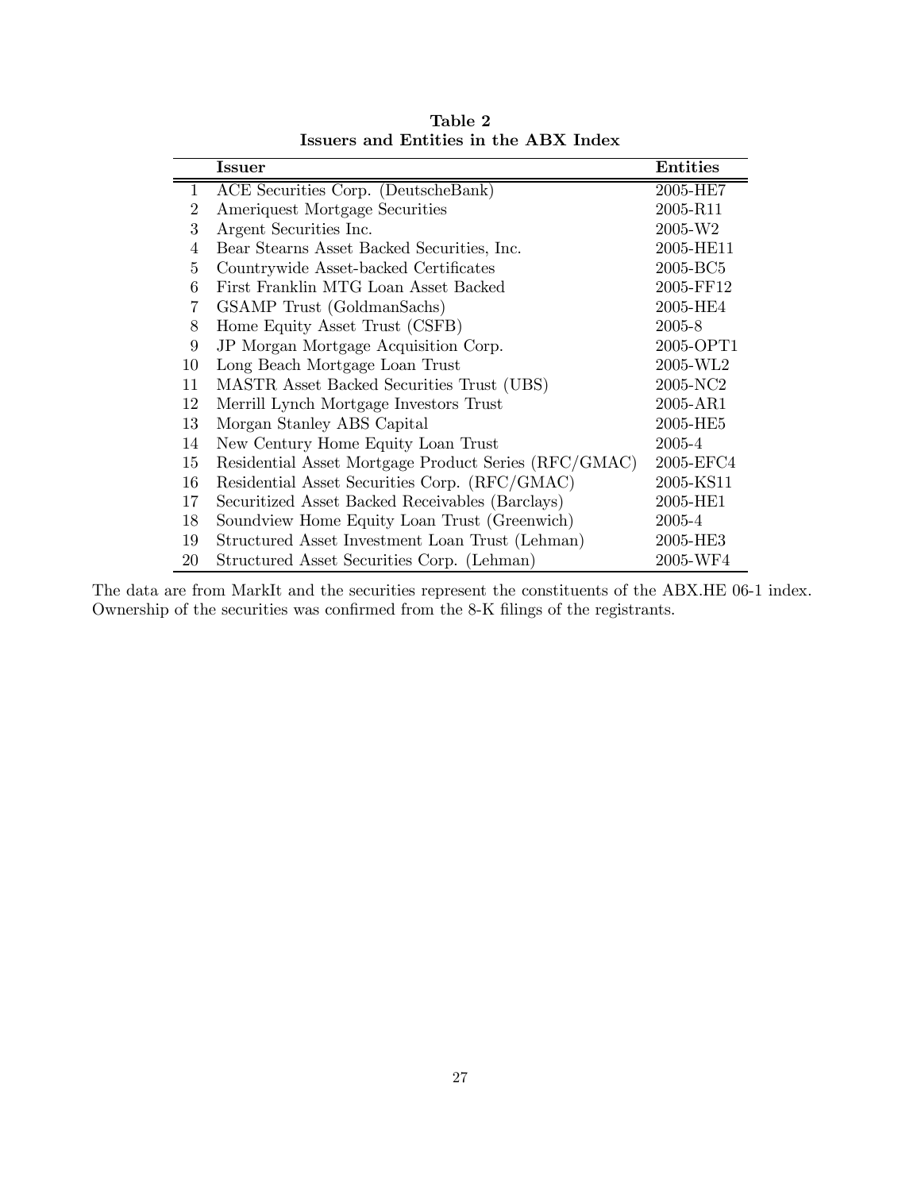**Table 2**
**Issuers and Entities in the ABX Index**

| | **Issuer** | **Entities** |
|---|---|---|
| 1 | ACE Securities Corp. (DeutscheBank) | 2005-HE7 |
| 2 | Ameriquest Mortgage Securities | 2005-R11 |
| 3 | Argent Securities Inc. | 2005-W2 |
| 4 | Bear Stearns Asset Backed Securities, Inc. | 2005-HE11 |
| 5 | Countrywide Asset-backed Certificates | 2005-BC5 |
| 6 | First Franklin MTG Loan Asset Backed | 2005-FF12 |
| 7 | GSAMP Trust (GoldmanSachs) | 2005-HE4 |
| 8 | Home Equity Asset Trust (CSFB) | 2005-8 |
| 9 | JP Morgan Mortgage Acquisition Corp. | 2005-OPT1 |
| 10 | Long Beach Mortgage Loan Trust | 2005-WL2 |
| 11 | MASTR Asset Backed Securities Trust (UBS) | 2005-NC2 |
| 12 | Merrill Lynch Mortgage Investors Trust | 2005-AR1 |
| 13 | Morgan Stanley ABS Capital | 2005-HE5 |
| 14 | New Century Home Equity Loan Trust | 2005-4 |
| 15 | Residential Asset Mortgage Product Series (RFC/GMAC) | 2005-EFC4 |
| 16 | Residential Asset Securities Corp. (RFC/GMAC) | 2005-KS11 |
| 17 | Securitized Asset Backed Receivables (Barclays) | 2005-HE1 |
| 18 | Soundview Home Equity Loan Trust (Greenwich) | 2005-4 |
| 19 | Structured Asset Investment Loan Trust (Lehman) | 2005-HE3 |
| 20 | Structured Asset Securities Corp. (Lehman) | 2005-WF4 |

The data are from MarkIt and the securities represent the constituents of the ABX.HE 06-1 index. Ownership of the securities was confirmed from the 8-K filings of the registrants.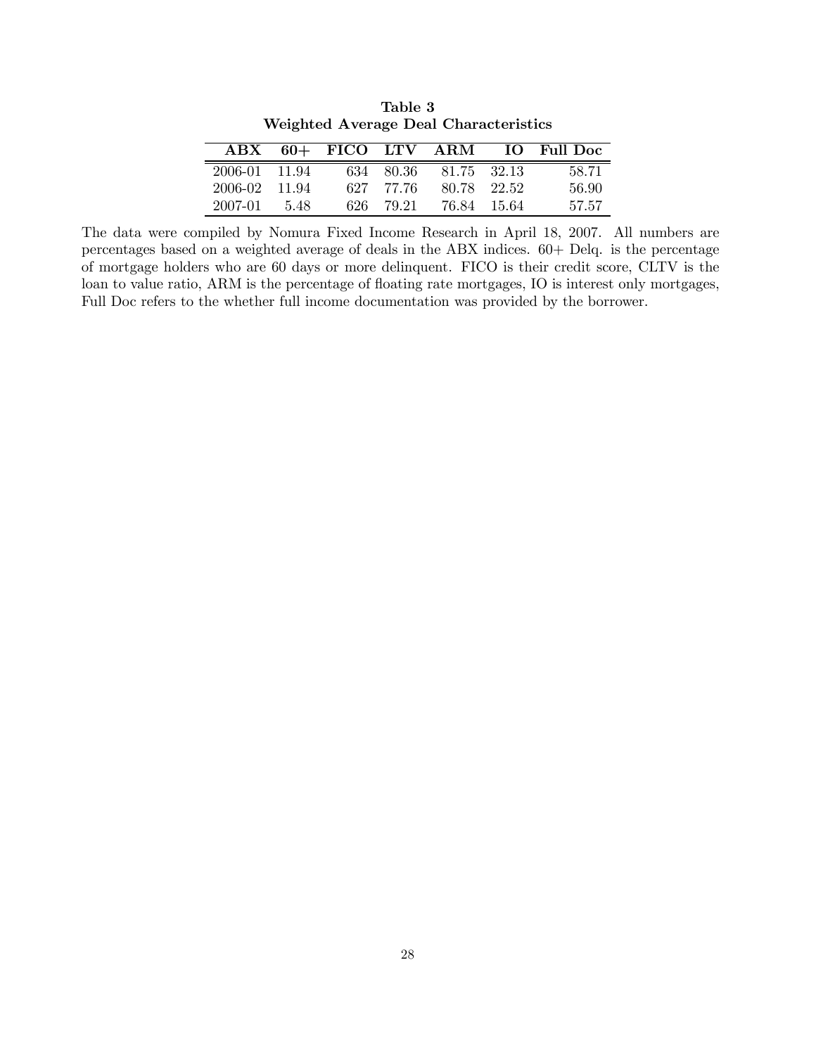**Table 3**
**Weighted Average Deal Characteristics**

| ABX | 60+ | FICO | LTV | ARM | IO | Full Doc |
|---|---|---|---|---|---|---|
| 2006-01 | 11.94 | 634 | 80.36 | 81.75 | 32.13 | 58.71 |
| 2006-02 | 11.94 | 627 | 77.76 | 80.78 | 22.52 | 56.90 |
| 2007-01 | 5.48 | 626 | 79.21 | 76.84 | 15.64 | 57.57 |

The data were compiled by Nomura Fixed Income Research in April 18, 2007. All numbers are percentages based on a weighted average of deals in the ABX indices. 60+ Delq. is the percentage of mortgage holders who are 60 days or more delinquent. FICO is their credit score, CLTV is the loan to value ratio, ARM is the percentage of floating rate mortgages, IO is interest only mortgages, Full Doc refers to the whether full income documentation was provided by the borrower.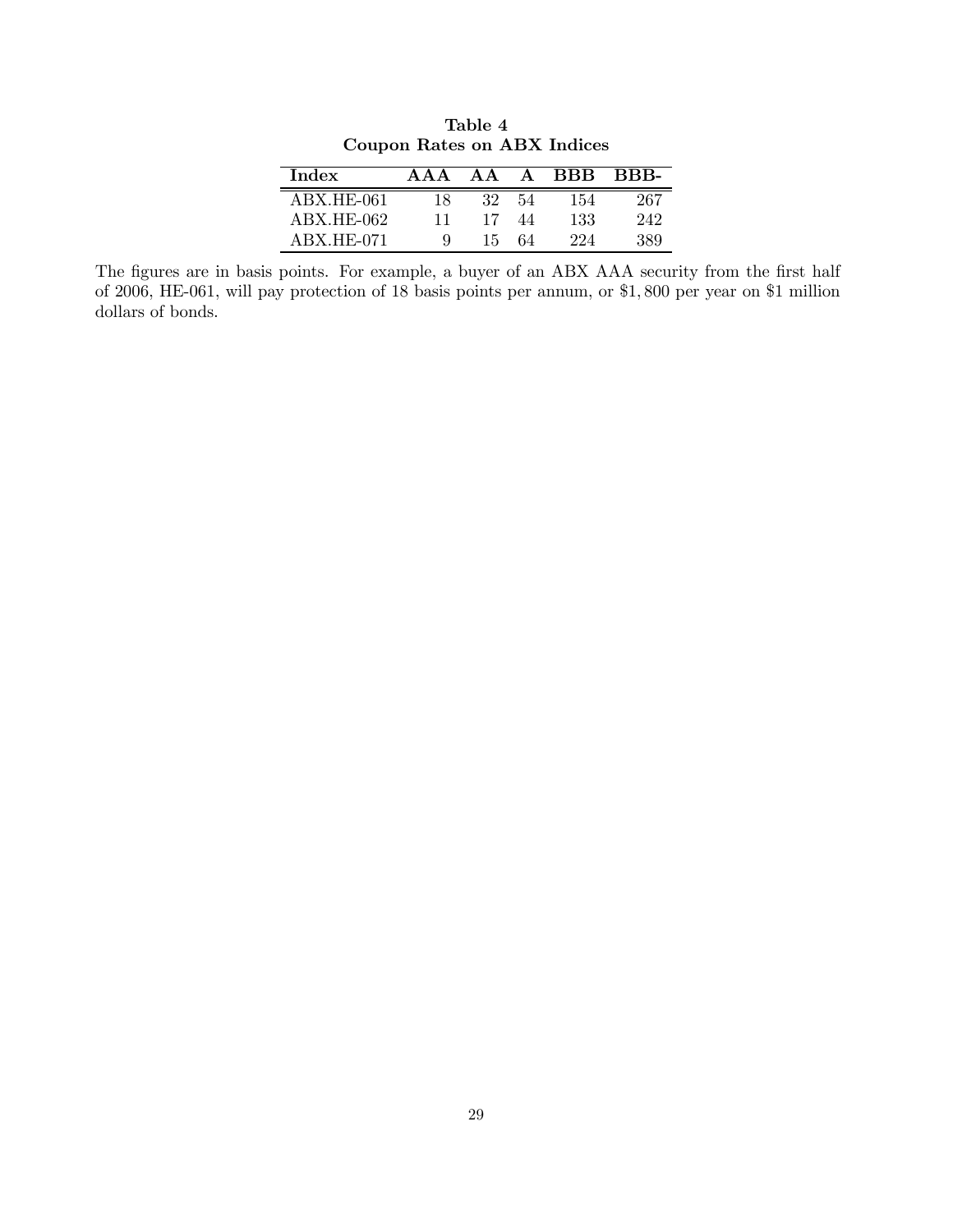**Table 4**
**Coupon Rates on ABX Indices**

| Index | AAA | AA | A | BBB | BBB- |
|---|---|---|---|---|---|
| ABX.HE-061 | 18 | 32 | 54 | 154 | 267 |
| ABX.HE-062 | 11 | 17 | 44 | 133 | 242 |
| ABX.HE-071 | 9 | 15 | 64 | 224 | 389 |

The figures are in basis points. For example, a buyer of an ABX AAA security from the first half of 2006, HE-061, will pay protection of 18 basis points per annum, or $1,800 per year on $1 million dollars of bonds.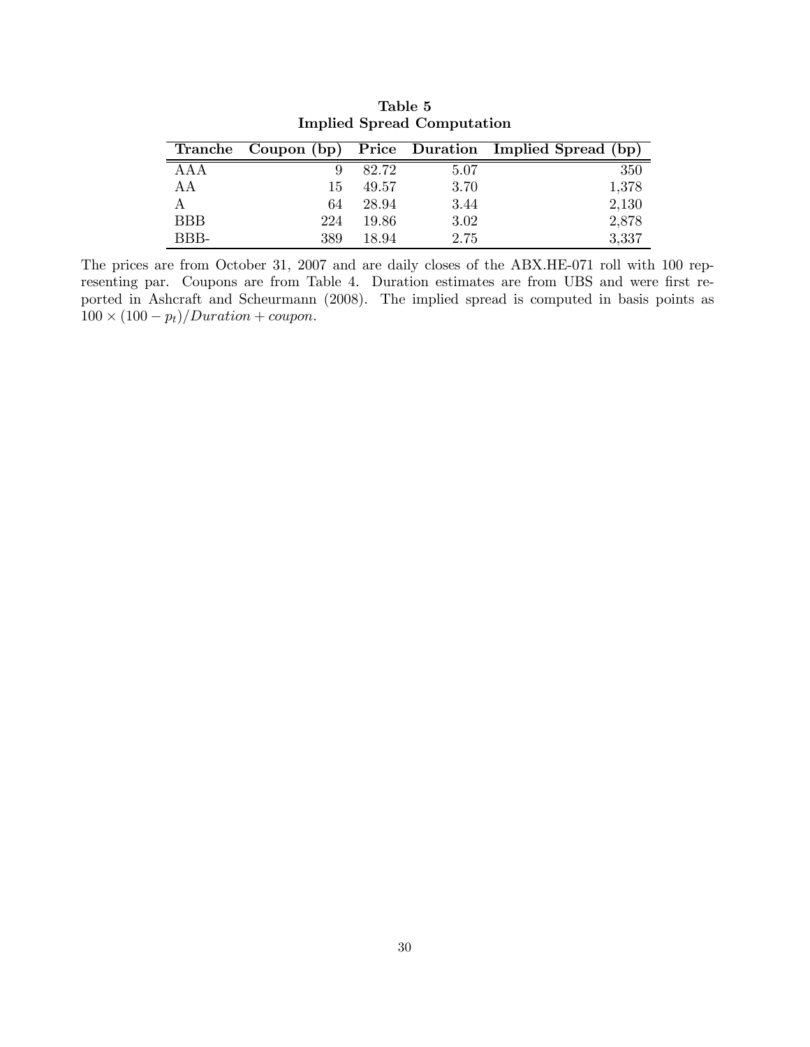**Table 5**
**Implied Spread Computation**

| Tranche | Coupon (bp) | Price | Duration | Implied Spread (bp) |
|---|---|---|---|---|
| AAA | 9 | 82.72 | 5.07 | 350 |
| AA | 15 | 49.57 | 3.70 | 1,378 |
| A | 64 | 28.94 | 3.44 | 2,130 |
| BBB | 224 | 19.86 | 3.02 | 2,878 |
| BBB- | 389 | 18.94 | 2.75 | 3,337 |

The prices are from October 31, 2007 and are daily closes of the ABX.HE-071 roll with 100 representing par. Coupons are from Table 4. Duration estimates are from UBS and were first reported in Ashcraft and Scheurmann (2008). The implied spread is computed in basis points as $100 \times (100 - p_t)/Duration + coupon$.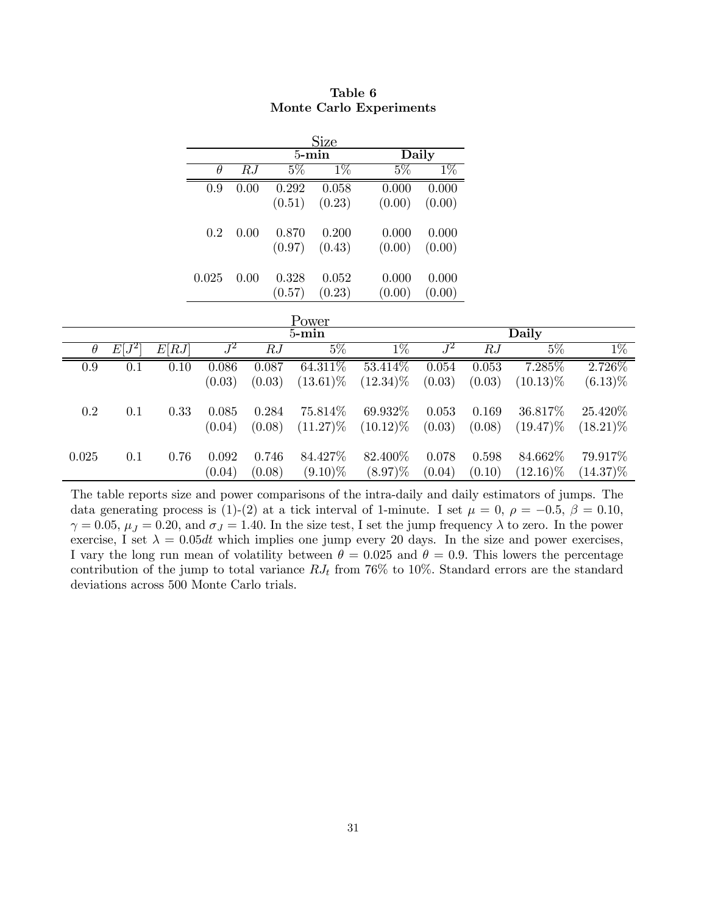**Table 6**
**Monte Carlo Experiments**

Size

| | | **5-min** | | **Daily** | |
|---|---|---|---|---|---|
| $\theta$ | $RJ$ | 5% | 1% | 5% | 1% |
| 0.9 | 0.00 | 0.292 | 0.058 | 0.000 | 0.000 |
| | | (0.51) | (0.23) | (0.00) | (0.00) |
| 0.2 | 0.00 | 0.870 | 0.200 | 0.000 | 0.000 |
| | | (0.97) | (0.43) | (0.00) | (0.00) |
| 0.025 | 0.00 | 0.328 | 0.052 | 0.000 | 0.000 |
| | | (0.57) | (0.23) | (0.00) | (0.00) |

Power

| | | | **5-min** | | | | **Daily** | | | |
|---|---|---|---|---|---|---|---|---|---|---|
| $\theta$ | $E[J^2]$ | $E[RJ]$ | $J^2$ | $RJ$ | 5% | 1% | $J^2$ | $RJ$ | 5% | 1% |
| 0.9 | 0.1 | 0.10 | 0.086 | 0.087 | 64.311% | 53.414% | 0.054 | 0.053 | 7.285% | 2.726% |
| | | | (0.03) | (0.03) | (13.61)% | (12.34)% | (0.03) | (0.03) | (10.13)% | (6.13)% |
| 0.2 | 0.1 | 0.33 | 0.085 | 0.284 | 75.814% | 69.932% | 0.053 | 0.169 | 36.817% | 25.420% |
| | | | (0.04) | (0.08) | (11.27)% | (10.12)% | (0.03) | (0.08) | (19.47)% | (18.21)% |
| 0.025 | 0.1 | 0.76 | 0.092 | 0.746 | 84.427% | 82.400% | 0.078 | 0.598 | 84.662% | 79.917% |
| | | | (0.04) | (0.08) | (9.10)% | (8.97)% | (0.04) | (0.10) | (12.16)% | (14.37)% |

The table reports size and power comparisons of the intra-daily and daily estimators of jumps. The data generating process is (1)-(2) at a tick interval of 1-minute. I set $\mu = 0$, $\rho = -0.5$, $\beta = 0.10$, $\gamma = 0.05$, $\mu_J = 0.20$, and $\sigma_J = 1.40$. In the size test, I set the jump frequency $\lambda$ to zero. In the power exercise, I set $\lambda = 0.05dt$ which implies one jump every 20 days. In the size and power exercises, I vary the long run mean of volatility between $\theta = 0.025$ and $\theta = 0.9$. This lowers the percentage contribution of the jump to total variance $RJ_t$ from 76% to 10%. Standard errors are the standard deviations across 500 Monte Carlo trials.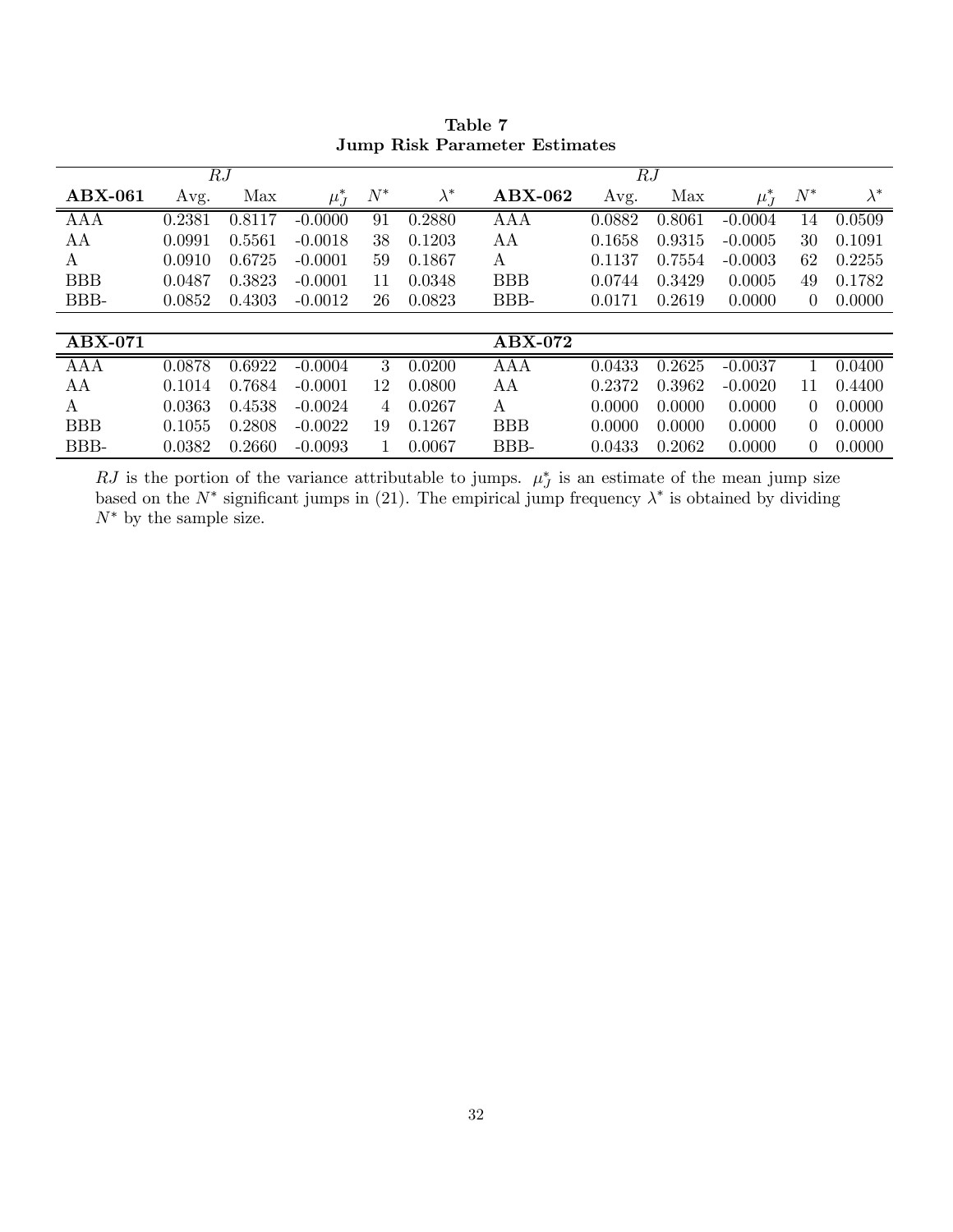**Table 7**
**Jump Risk Parameter Estimates**

| **ABX-061** | $RJ$ Avg. | $RJ$ Max | $\mu_J^*$ | $N^*$ | $\lambda^*$ | **ABX-062** | $RJ$ Avg. | $RJ$ Max | $\mu_J^*$ | $N^*$ | $\lambda^*$ |
|---|---|---|---|---|---|---|---|---|---|---|---|
| AAA | 0.2381 | 0.8117 | -0.0000 | 91 | 0.2880 | AAA | 0.0882 | 0.8061 | -0.0004 | 14 | 0.0509 |
| AA | 0.0991 | 0.5561 | -0.0018 | 38 | 0.1203 | AA | 0.1658 | 0.9315 | -0.0005 | 30 | 0.1091 |
| A | 0.0910 | 0.6725 | -0.0001 | 59 | 0.1867 | A | 0.1137 | 0.7554 | -0.0003 | 62 | 0.2255 |
| BBB | 0.0487 | 0.3823 | -0.0001 | 11 | 0.0348 | BBB | 0.0744 | 0.3429 | 0.0005 | 49 | 0.1782 |
| BBB- | 0.0852 | 0.4303 | -0.0012 | 26 | 0.0823 | BBB- | 0.0171 | 0.2619 | 0.0000 | 0 | 0.0000 |
| **ABX-071** | | | | | | **ABX-072** | | | | | |
| AAA | 0.0878 | 0.6922 | -0.0004 | 3 | 0.0200 | AAA | 0.0433 | 0.2625 | -0.0037 | 1 | 0.0400 |
| AA | 0.1014 | 0.7684 | -0.0001 | 12 | 0.0800 | AA | 0.2372 | 0.3962 | -0.0020 | 11 | 0.4400 |
| A | 0.0363 | 0.4538 | -0.0024 | 4 | 0.0267 | A | 0.0000 | 0.0000 | 0.0000 | 0 | 0.0000 |
| BBB | 0.1055 | 0.2808 | -0.0022 | 19 | 0.1267 | BBB | 0.0000 | 0.0000 | 0.0000 | 0 | 0.0000 |
| BBB- | 0.0382 | 0.2660 | -0.0093 | 1 | 0.0067 | BBB- | 0.0433 | 0.2062 | 0.0000 | 0 | 0.0000 |

$RJ$ is the portion of the variance attributable to jumps. $\mu_J^*$ is an estimate of the mean jump size based on the $N^*$ significant jumps in (21). The empirical jump frequency $\lambda^*$ is obtained by dividing $N^*$ by the sample size.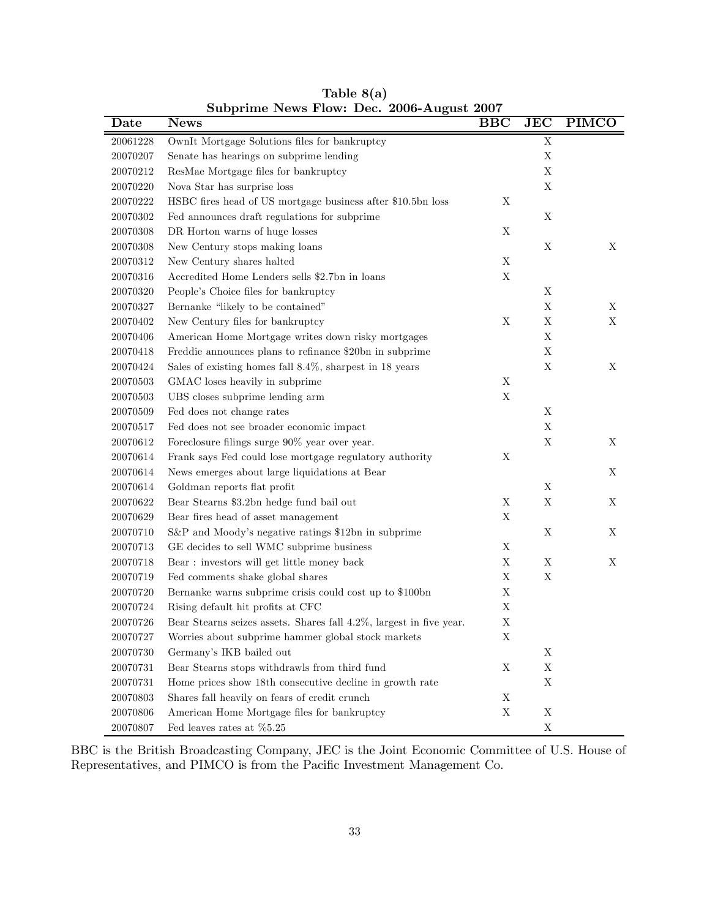**Table 8(a)**
**Subprime News Flow: Dec. 2006-August 2007**

| Date | News | BBC | JEC | PIMCO |
|---|---|---|---|---|
| 20061228 | OwnIt Mortgage Solutions files for bankruptcy | | X | |
| 20070207 | Senate has hearings on subprime lending | | X | |
| 20070212 | ResMae Mortgage files for bankruptcy | | X | |
| 20070220 | Nova Star has surprise loss | | X | |
| 20070222 | HSBC fires head of US mortgage business after $10.5bn loss | X | | |
| 20070302 | Fed announces draft regulations for subprime | | X | |
| 20070308 | DR Horton warns of huge losses | X | | |
| 20070308 | New Century stops making loans | | X | X |
| 20070312 | New Century shares halted | X | | |
| 20070316 | Accredited Home Lenders sells $2.7bn in loans | X | | |
| 20070320 | People's Choice files for bankruptcy | | X | |
| 20070327 | Bernanke "likely to be contained" | | X | X |
| 20070402 | New Century files for bankruptcy | X | X | X |
| 20070406 | American Home Mortgage writes down risky mortgages | | X | |
| 20070418 | Freddie announces plans to refinance $20bn in subprime | | X | |
| 20070424 | Sales of existing homes fall 8.4%, sharpest in 18 years | | X | X |
| 20070503 | GMAC loses heavily in subprime | X | | |
| 20070503 | UBS closes subprime lending arm | X | | |
| 20070509 | Fed does not change rates | | X | |
| 20070517 | Fed does not see broader economic impact | | X | |
| 20070612 | Foreclosure filings surge 90% year over year. | | X | X |
| 20070614 | Frank says Fed could lose mortgage regulatory authority | X | | |
| 20070614 | News emerges about large liquidations at Bear | | | X |
| 20070614 | Goldman reports flat profit | | X | |
| 20070622 | Bear Stearns $3.2bn hedge fund bail out | X | X | X |
| 20070629 | Bear fires head of asset management | X | | |
| 20070710 | S&P and Moody's negative ratings $12bn in subprime | | X | X |
| 20070713 | GE decides to sell WMC subprime business | X | | |
| 20070718 | Bear : investors will get little money back | X | X | X |
| 20070719 | Fed comments shake global shares | X | X | |
| 20070720 | Bernanke warns subprime crisis could cost up to $100bn | X | | |
| 20070724 | Rising default hit profits at CFC | X | | |
| 20070726 | Bear Stearns seizes assets. Shares fall 4.2%, largest in five year. | X | | |
| 20070727 | Worries about subprime hammer global stock markets | X | | |
| 20070730 | Germany's IKB bailed out | | X | |
| 20070731 | Bear Stearns stops withdrawls from third fund | X | X | |
| 20070731 | Home prices show 18th consecutive decline in growth rate | | X | |
| 20070803 | Shares fall heavily on fears of credit crunch | X | | |
| 20070806 | American Home Mortgage files for bankruptcy | X | X | |
| 20070807 | Fed leaves rates at %5.25 | | X | |

BBC is the British Broadcasting Company, JEC is the Joint Economic Committee of U.S. House of Representatives, and PIMCO is from the Pacific Investment Management Co.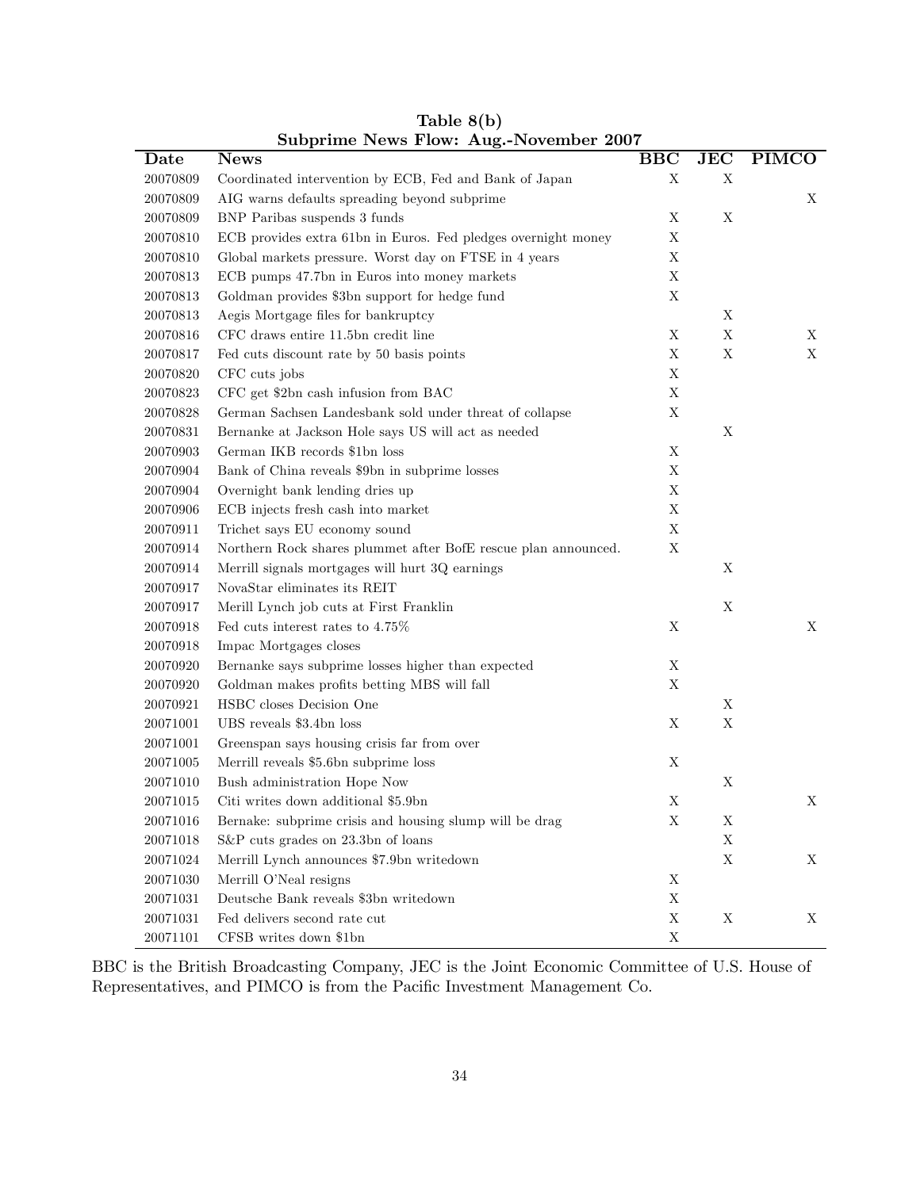**Table 8(b)**
**Subprime News Flow: Aug.-November 2007**

| Date | News | BBC | JEC | PIMCO |
|---|---|---|---|---|
| 20070809 | Coordinated intervention by ECB, Fed and Bank of Japan | X | X | |
| 20070809 | AIG warns defaults spreading beyond subprime | | | X |
| 20070809 | BNP Paribas suspends 3 funds | X | X | |
| 20070810 | ECB provides extra 61bn in Euros. Fed pledges overnight money | X | | |
| 20070810 | Global markets pressure. Worst day on FTSE in 4 years | X | | |
| 20070813 | ECB pumps 47.7bn in Euros into money markets | X | | |
| 20070813 | Goldman provides $3bn support for hedge fund | X | | |
| 20070813 | Aegis Mortgage files for bankruptcy | | X | |
| 20070816 | CFC draws entire 11.5bn credit line | X | X | X |
| 20070817 | Fed cuts discount rate by 50 basis points | X | X | X |
| 20070820 | CFC cuts jobs | X | | |
| 20070823 | CFC get $2bn cash infusion from BAC | X | | |
| 20070828 | German Sachsen Landesbank sold under threat of collapse | X | | |
| 20070831 | Bernanke at Jackson Hole says US will act as needed | | X | |
| 20070903 | German IKB records $1bn loss | X | | |
| 20070904 | Bank of China reveals $9bn in subprime losses | X | | |
| 20070904 | Overnight bank lending dries up | X | | |
| 20070906 | ECB injects fresh cash into market | X | | |
| 20070911 | Trichet says EU economy sound | X | | |
| 20070914 | Northern Rock shares plummet after BofE rescue plan announced. | X | | |
| 20070914 | Merrill signals mortgages will hurt 3Q earnings | | X | |
| 20070917 | NovaStar eliminates its REIT | | | |
| 20070917 | Merill Lynch job cuts at First Franklin | | X | |
| 20070918 | Fed cuts interest rates to 4.75% | X | | X |
| 20070918 | Impac Mortgages closes | | | |
| 20070920 | Bernanke says subprime losses higher than expected | X | | |
| 20070920 | Goldman makes profits betting MBS will fall | X | | |
| 20070921 | HSBC closes Decision One | | X | |
| 20071001 | UBS reveals $3.4bn loss | X | X | |
| 20071001 | Greenspan says housing crisis far from over | | | |
| 20071005 | Merrill reveals $5.6bn subprime loss | X | | |
| 20071010 | Bush administration Hope Now | | X | |
| 20071015 | Citi writes down additional $5.9bn | X | | X |
| 20071016 | Bernake: subprime crisis and housing slump will be drag | X | X | |
| 20071018 | S&P cuts grades on 23.3bn of loans | | X | |
| 20071024 | Merrill Lynch announces $7.9bn writedown | | X | X |
| 20071030 | Merrill O'Neal resigns | X | | |
| 20071031 | Deutsche Bank reveals $3bn writedown | X | | |
| 20071031 | Fed delivers second rate cut | X | X | X |
| 20071101 | CFSB writes down $1bn | X | | |

BBC is the British Broadcasting Company, JEC is the Joint Economic Committee of U.S. House of Representatives, and PIMCO is from the Pacific Investment Management Co.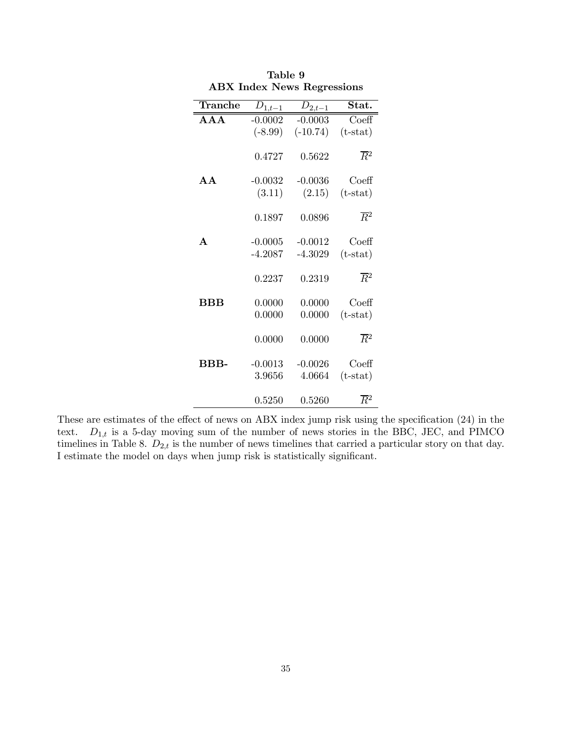**Table 9**
**ABX Index News Regressions**

| **Tranche** | $D_{1,t-1}$ | $D_{2,t-1}$ | **Stat.** |
|---|---|---|---|
| **AAA** | -0.0002 | -0.0003 | Coeff |
| | (-8.99) | (-10.74) | (t-stat) |
| | 0.4727 | 0.5622 | $\overline{R}^2$ |
| **AA** | -0.0032 | -0.0036 | Coeff |
| | (3.11) | (2.15) | (t-stat) |
| | 0.1897 | 0.0896 | $\overline{R}^2$ |
| **A** | -0.0005 | -0.0012 | Coeff |
| | -4.2087 | -4.3029 | (t-stat) |
| | 0.2237 | 0.2319 | $\overline{R}^2$ |
| **BBB** | 0.0000 | 0.0000 | Coeff |
| | 0.0000 | 0.0000 | (t-stat) |
| | 0.0000 | 0.0000 | $\overline{R}^2$ |
| **BBB-** | -0.0013 | -0.0026 | Coeff |
| | 3.9656 | 4.0664 | (t-stat) |
| | 0.5250 | 0.5260 | $\overline{R}^2$ |

These are estimates of the effect of news on ABX index jump risk using the specification (24) in the text. $D_{1,t}$ is a 5-day moving sum of the number of news stories in the BBC, JEC, and PIMCO timelines in Table 8. $D_{2,t}$ is the number of news timelines that carried a particular story on that day. I estimate the model on days when jump risk is statistically significant.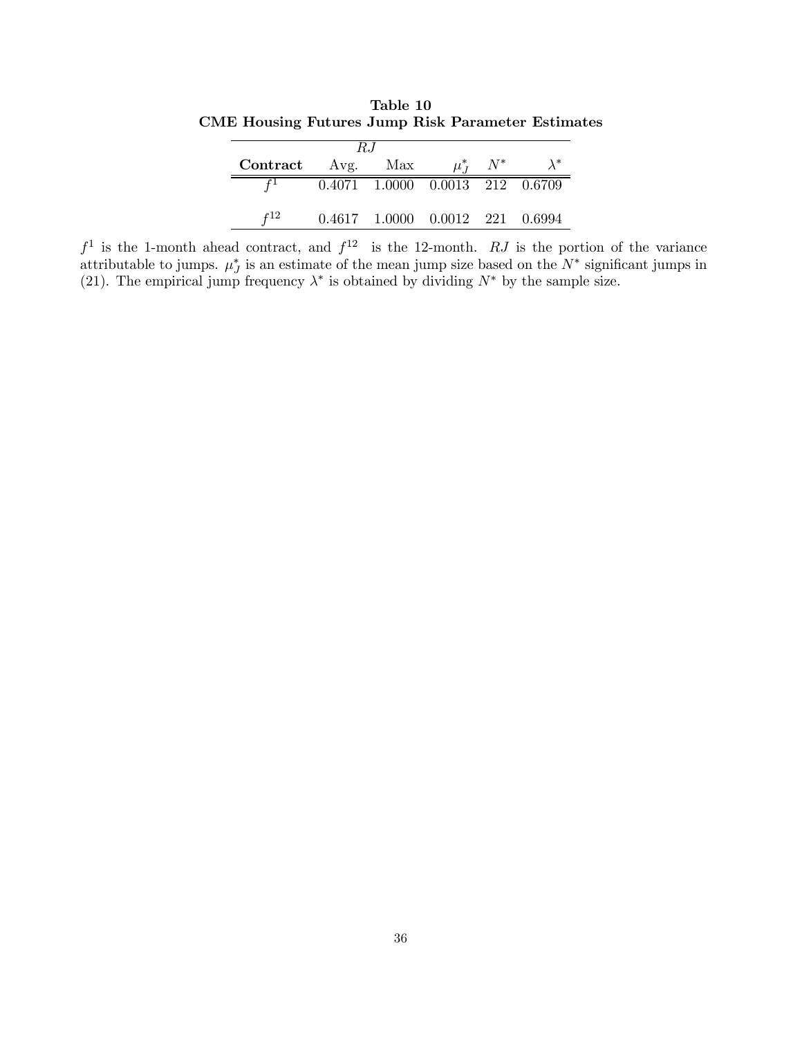**Table 10**
**CME Housing Futures Jump Risk Parameter Estimates**

| | $RJ$ | | | | |
|---|---|---|---|---|---|
| **Contract** | Avg. | Max | $\mu_J^*$ | $N^*$ | $\lambda^*$ |
| $f^1$ | 0.4071 | 1.0000 | 0.0013 | 212 | 0.6709 |
| $f^{12}$ | 0.4617 | 1.0000 | 0.0012 | 221 | 0.6994 |

$f^1$ is the 1-month ahead contract, and $f^{12}$ is the 12-month. $RJ$ is the portion of the variance attributable to jumps. $\mu_J^*$ is an estimate of the mean jump size based on the $N^*$ significant jumps in (21). The empirical jump frequency $\lambda^*$ is obtained by dividing $N^*$ by the sample size.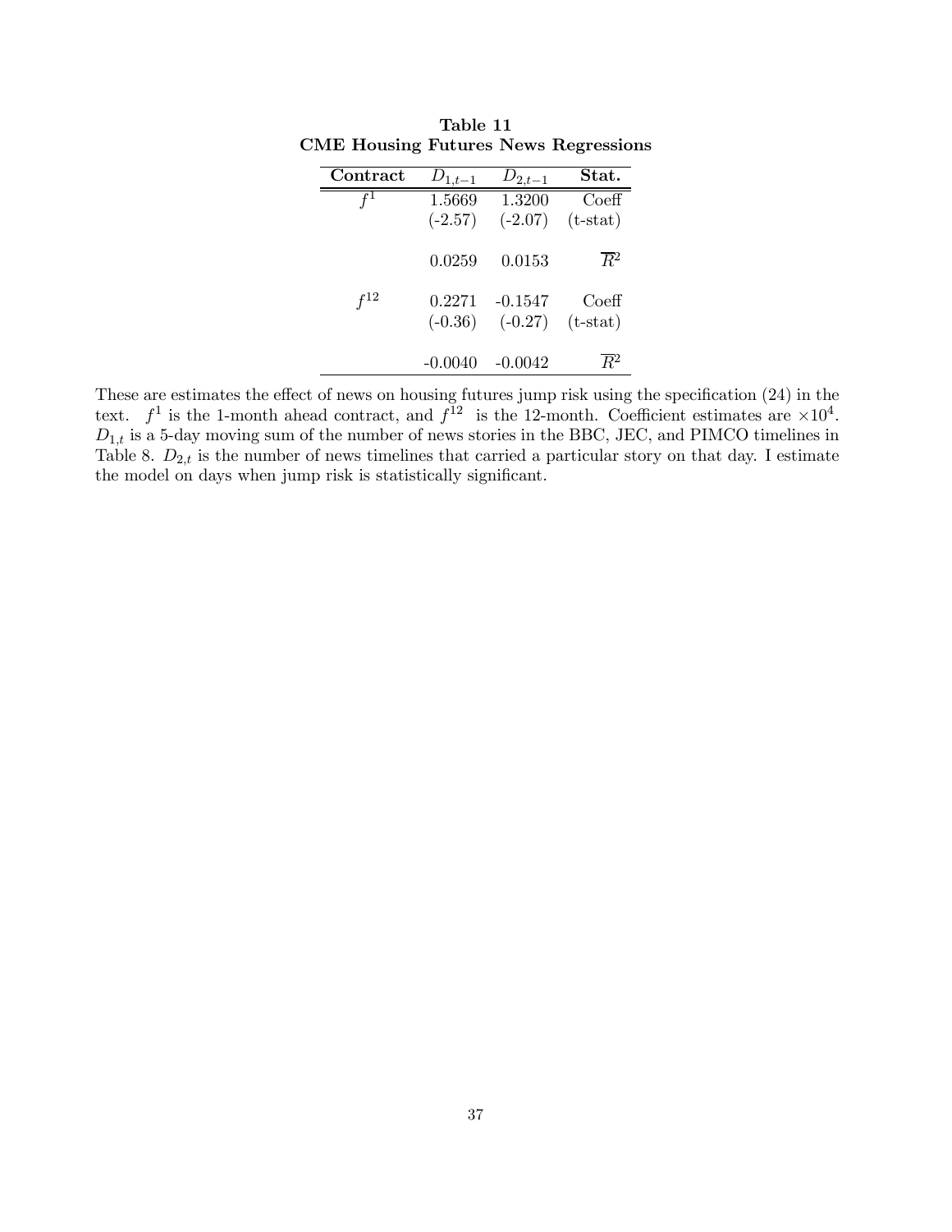**Table 11**
**CME Housing Futures News Regressions**

| Contract | $D_{1,t-1}$ | $D_{2,t-1}$ | Stat. |
|---|---|---|---|
| $f^1$ | 1.5669 | 1.3200 | Coeff |
| | (-2.57) | (-2.07) | (t-stat) |
| | 0.0259 | 0.0153 | $\overline{R}^2$ |
| $f^{12}$ | 0.2271 | -0.1547 | Coeff |
| | (-0.36) | (-0.27) | (t-stat) |
| | -0.0040 | -0.0042 | $\overline{R}^2$ |

These are estimates the effect of news on housing futures jump risk using the specification (24) in the text. $f^1$ is the 1-month ahead contract, and $f^{12}$ is the 12-month. Coefficient estimates are $\times 10^4$. $D_{1,t}$ is a 5-day moving sum of the number of news stories in the BBC, JEC, and PIMCO timelines in Table 8. $D_{2,t}$ is the number of news timelines that carried a particular story on that day. I estimate the model on days when jump risk is statistically significant.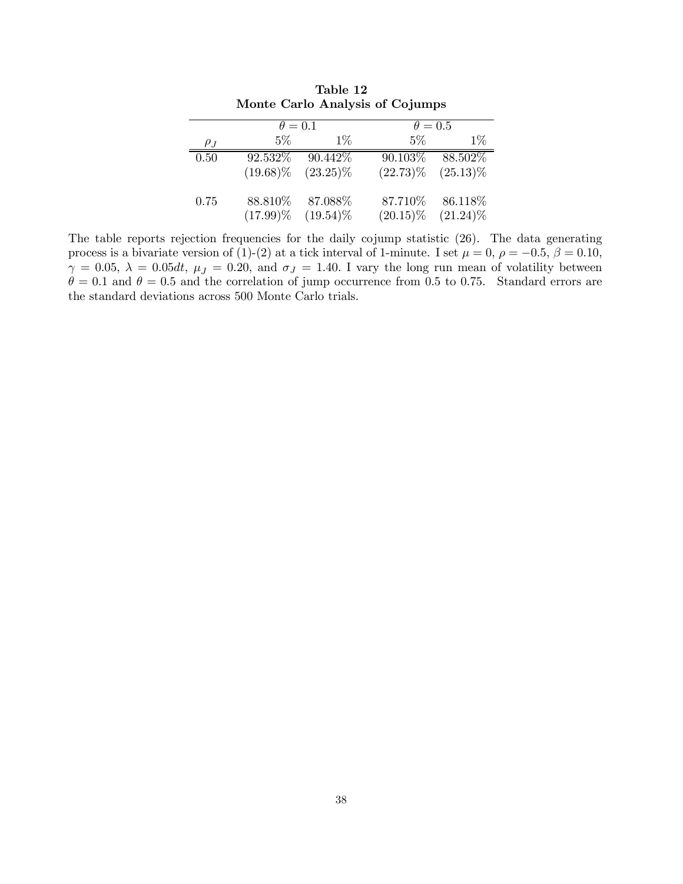**Table 12**
**Monte Carlo Analysis of Cojumps**

| | $\theta = 0.1$ | | $\theta = 0.5$ | |
|---|---|---|---|---|
| $\rho_J$ | 5% | 1% | 5% | 1% |
| 0.50 | 92.532% | 90.442% | 90.103% | 88.502% |
| | (19.68)% | (23.25)% | (22.73)% | (25.13)% |
| 0.75 | 88.810% | 87.088% | 87.710% | 86.118% |
| | (17.99)% | (19.54)% | (20.15)% | (21.24)% |

The table reports rejection frequencies for the daily cojump statistic (26). The data generating process is a bivariate version of (1)-(2) at a tick interval of 1-minute. I set $\mu = 0$, $\rho = -0.5$, $\beta = 0.10$, $\gamma = 0.05$, $\lambda = 0.05dt$, $\mu_J = 0.20$, and $\sigma_J = 1.40$. I vary the long run mean of volatility between $\theta = 0.1$ and $\theta = 0.5$ and the correlation of jump occurrence from 0.5 to 0.75. Standard errors are the standard deviations across 500 Monte Carlo trials.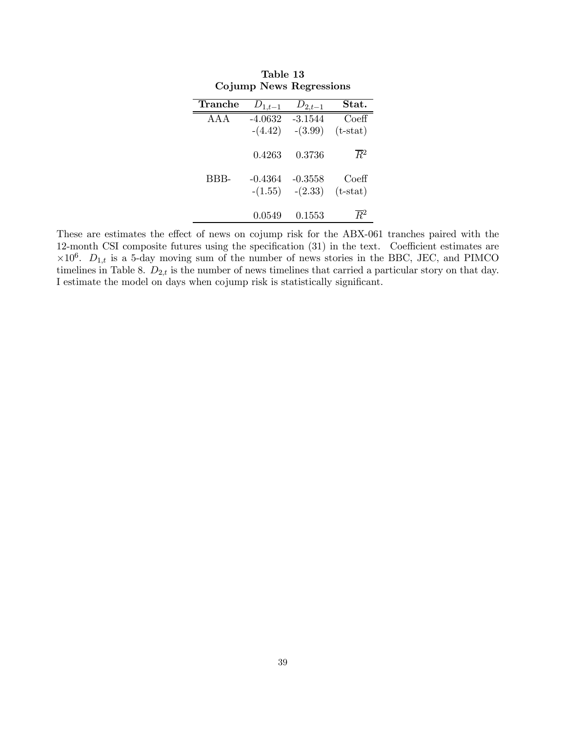**Table 13**
**Cojump News Regressions**

| Tranche | $D_{1,t-1}$ | $D_{2,t-1}$ | Stat. |
|---|---|---|---|
| AAA | -4.0632 | -3.1544 | Coeff |
| | -(4.42) | -(3.99) | (t-stat) |
| | 0.4263 | 0.3736 | $\overline{R}^2$ |
| BBB- | -0.4364 | -0.3558 | Coeff |
| | -(1.55) | -(2.33) | (t-stat) |
| | 0.0549 | 0.1553 | $\overline{R}^2$ |

These are estimates the effect of news on cojump risk for the ABX-061 tranches paired with the 12-month CSI composite futures using the specification (31) in the text. Coefficient estimates are $\times 10^6$. $D_{1,t}$ is a 5-day moving sum of the number of news stories in the BBC, JEC, and PIMCO timelines in Table 8. $D_{2,t}$ is the number of news timelines that carried a particular story on that day. I estimate the model on days when cojump risk is statistically significant.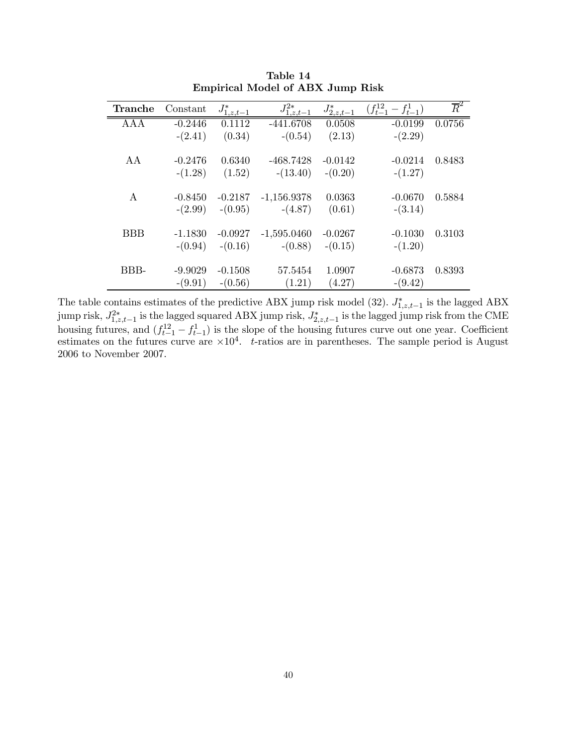**Table 14**
**Empirical Model of ABX Jump Risk**

| **Tranche** | Constant | $J^*_{1,z,t-1}$ | $J^{2*}_{1,z,t-1}$ | $J^*_{2,z,t-1}$ | $(f^{12}_{t-1} - f^{1}_{t-1})$ | $\overline{R}^2$ |
|---|---|---|---|---|---|---|
| AAA | -0.2446 | 0.1112 | -441.6708 | 0.0508 | -0.0199 | 0.0756 |
| | -(2.41) | (0.34) | -(0.54) | (2.13) | -(2.29) | |
| AA | -0.2476 | 0.6340 | -468.7428 | -0.0142 | -0.0214 | 0.8483 |
| | -(1.28) | (1.52) | -(13.40) | -(0.20) | -(1.27) | |
| A | -0.8450 | -0.2187 | -1,156.9378 | 0.0363 | -0.0670 | 0.5884 |
| | -(2.99) | -(0.95) | -(4.87) | (0.61) | -(3.14) | |
| BBB | -1.1830 | -0.0927 | -1,595.0460 | -0.0267 | -0.1030 | 0.3103 |
| | -(0.94) | -(0.16) | -(0.88) | -(0.15) | -(1.20) | |
| BBB- | -9.9029 | -0.1508 | 57.5454 | 1.0907 | -0.6873 | 0.8393 |
| | -(9.91) | -(0.56) | (1.21) | (4.27) | -(9.42) | |

The table contains estimates of the predictive ABX jump risk model (32). $J^*_{1,z,t-1}$ is the lagged ABX jump risk, $J^{2*}_{1,z,t-1}$ is the lagged squared ABX jump risk, $J^*_{2,z,t-1}$ is the lagged jump risk from the CME housing futures, and $(f^{12}_{t-1} - f^{1}_{t-1})$ is the slope of the housing futures curve out one year. Coefficient estimates on the futures curve are $\times 10^4$. $t$-ratios are in parentheses. The sample period is August 2006 to November 2007.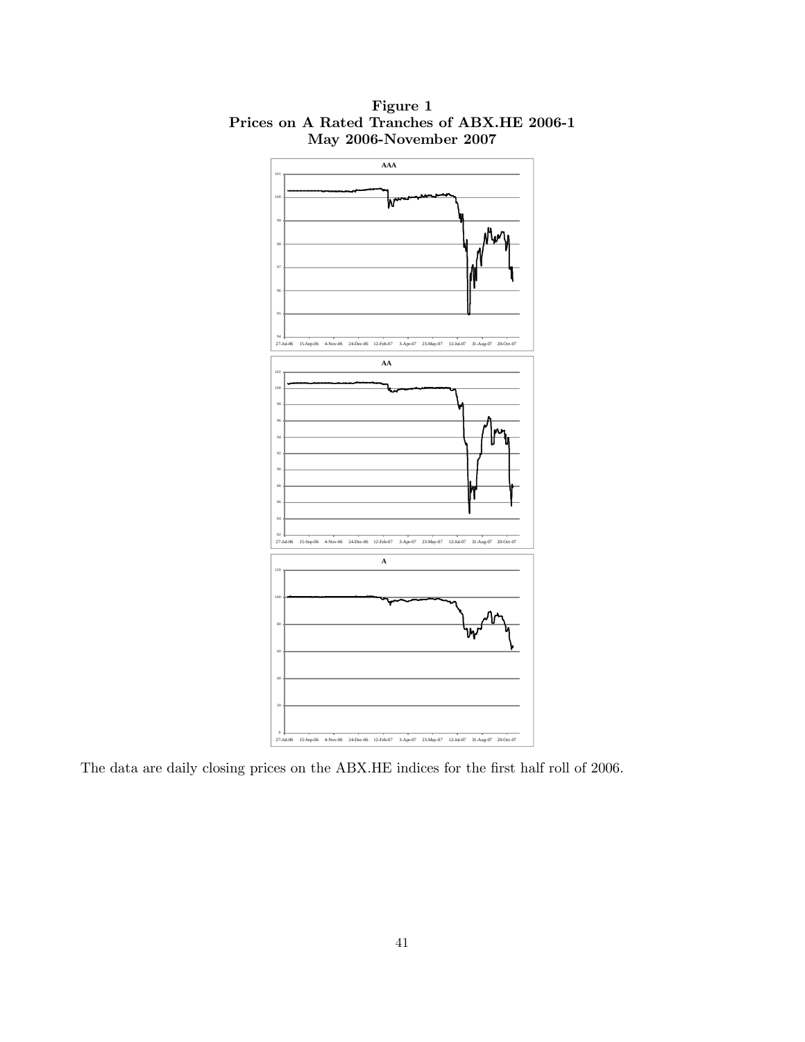**Figure 1**
**Prices on A Rated Tranches of ABX.HE 2006-1**
**May 2006-November 2007**

The data are daily closing prices on the ABX.HE indices for the first half roll of 2006.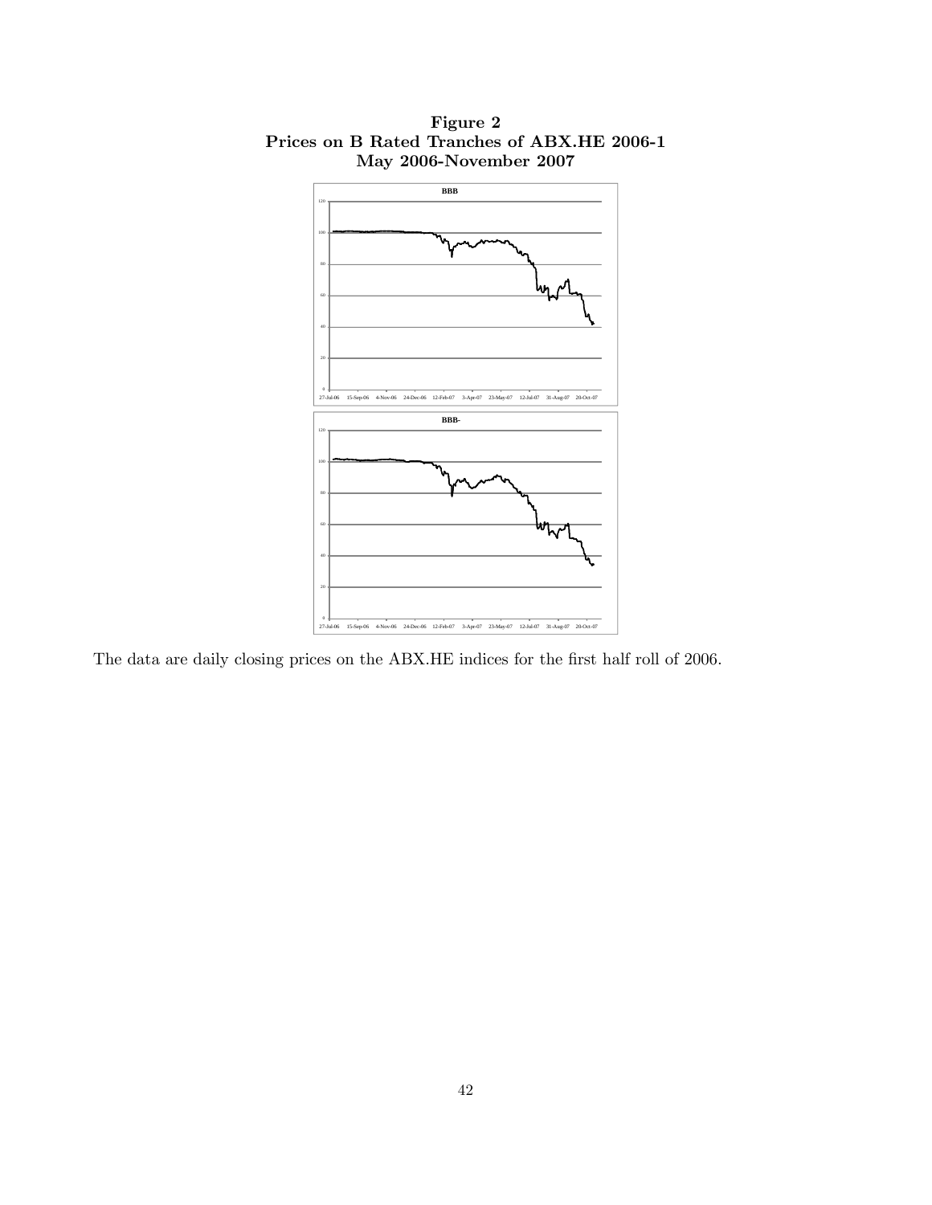**Figure 2**
**Prices on B Rated Tranches of ABX.HE 2006-1**
**May 2006-November 2007**

The data are daily closing prices on the ABX.HE indices for the first half roll of 2006.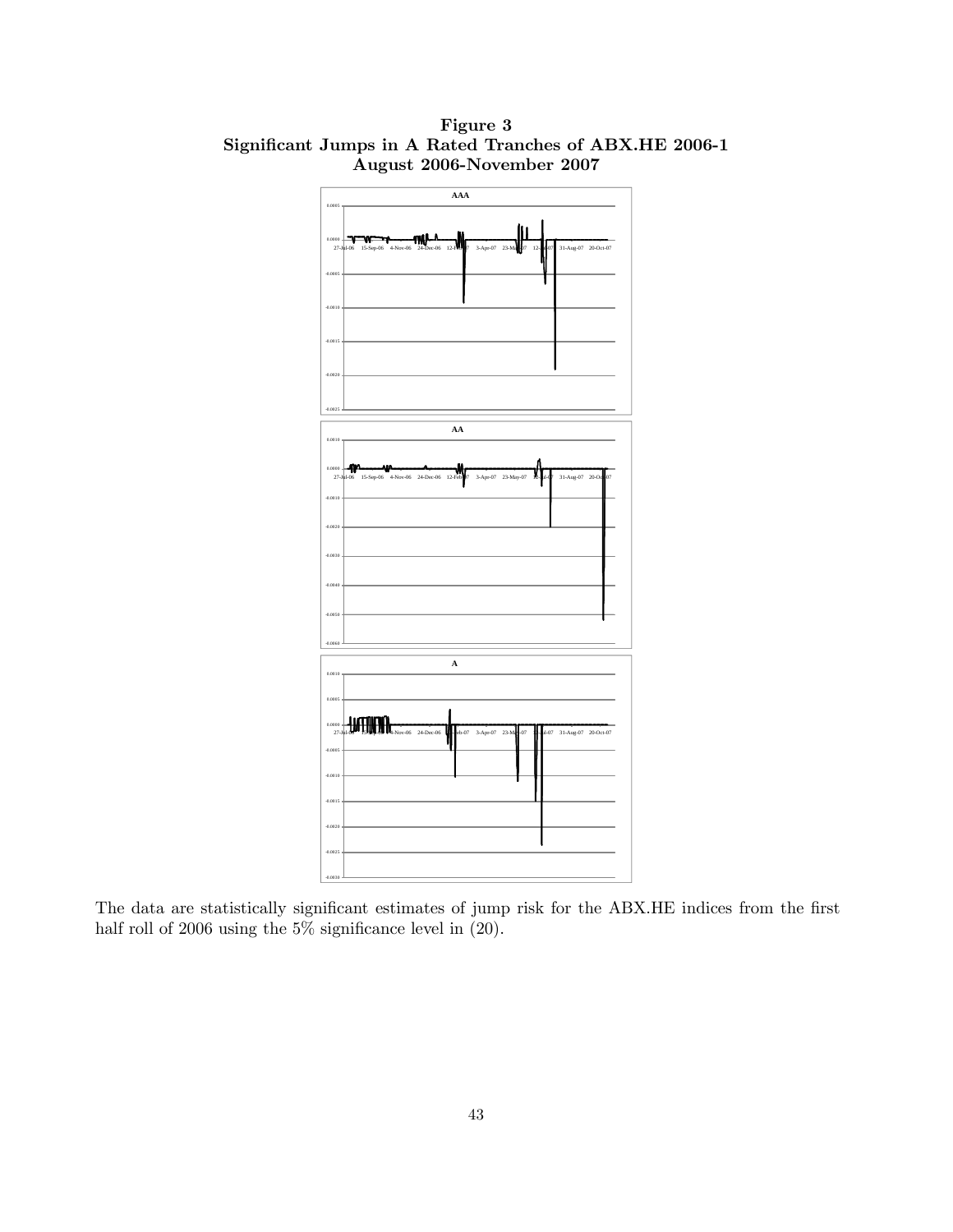**Figure 3**
**Significant Jumps in A Rated Tranches of ABX.HE 2006-1**
**August 2006-November 2007**

The data are statistically significant estimates of jump risk for the ABX.HE indices from the first half roll of 2006 using the 5% significance level in (20).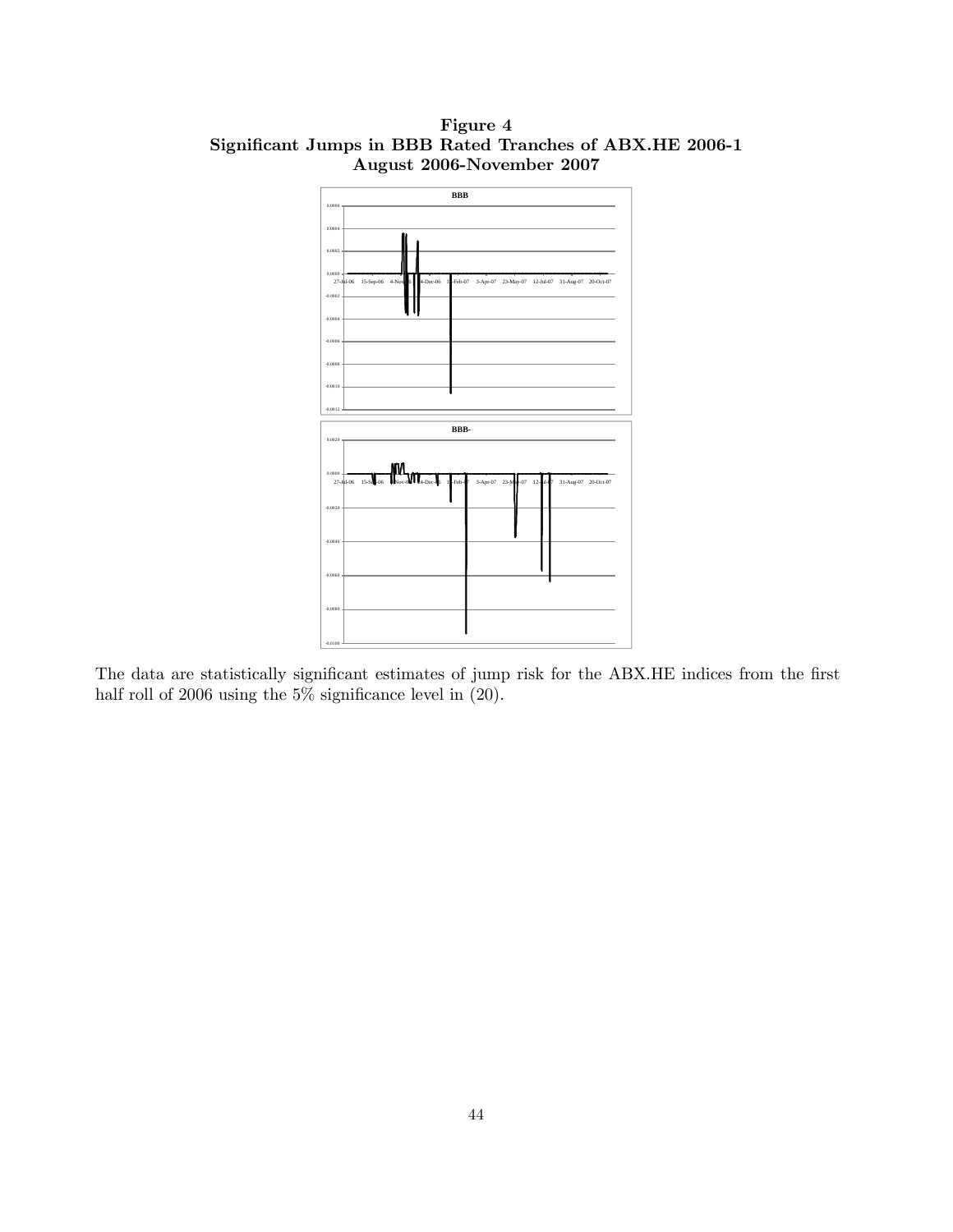**Figure 4**
**Significant Jumps in BBB Rated Tranches of ABX.HE 2006-1**
**August 2006-November 2007**

The data are statistically significant estimates of jump risk for the ABX.HE indices from the first half roll of 2006 using the 5% significance level in (20).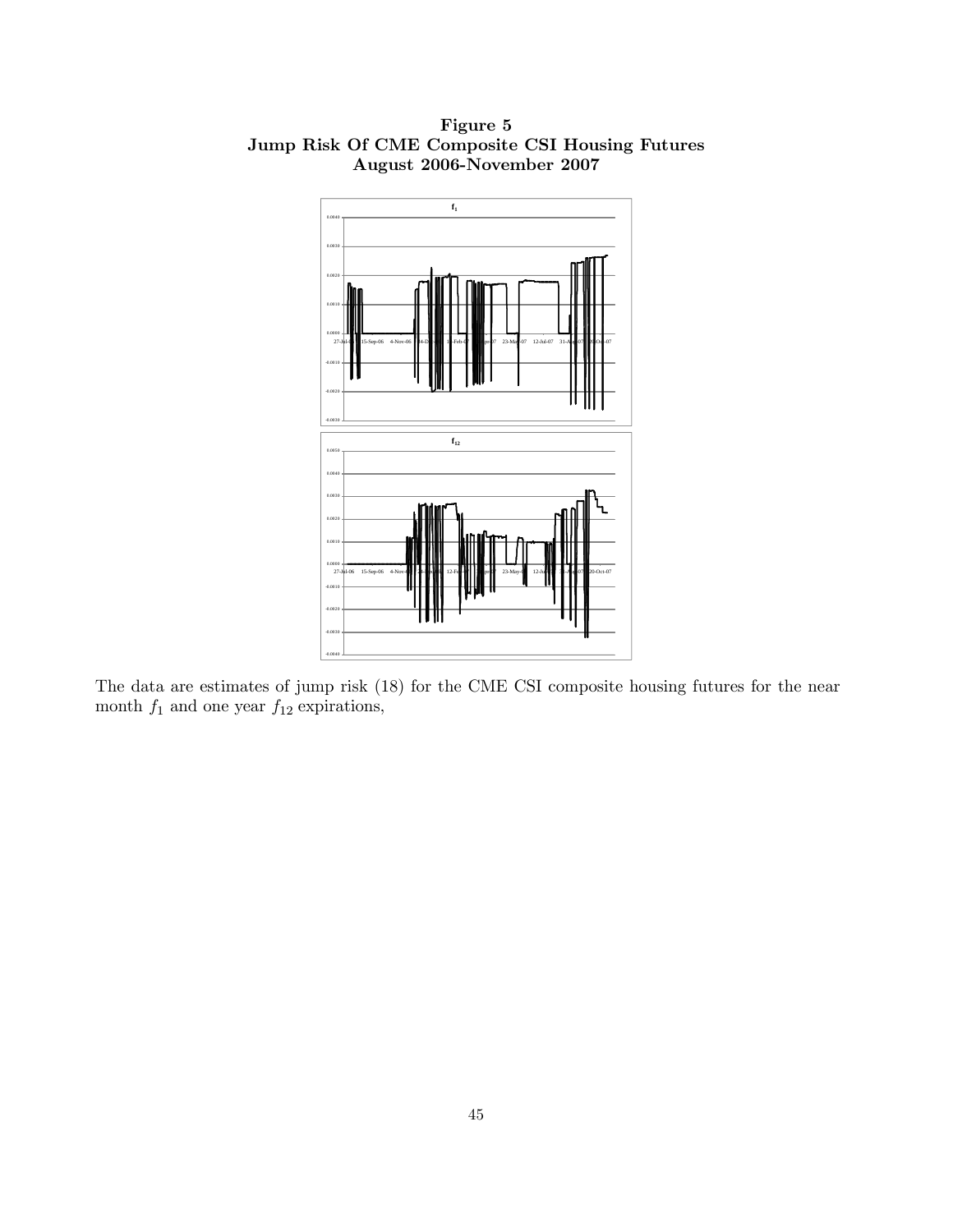**Figure 5**
**Jump Risk Of CME Composite CSI Housing Futures**
**August 2006-November 2007**

The data are estimates of jump risk (18) for the CME CSI composite housing futures for the near month $f_1$ and one year $f_{12}$ expirations,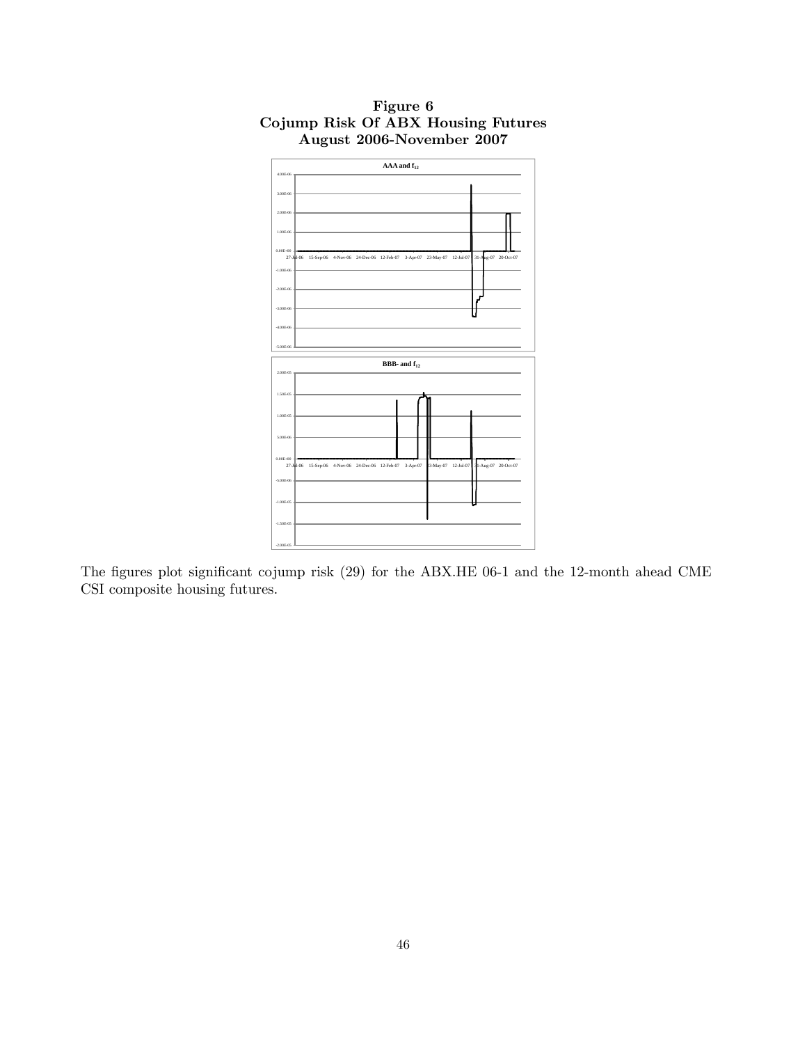**Figure 6**
**Cojump Risk Of ABX Housing Futures**
**August 2006-November 2007**

AAA and $f_{12}$

4.00E-06
3.00E-06
2.00E-06
1.00E-06
0.00E+00
-1.00E-06
-2.00E-06
-3.00E-06
-4.00E-06
-5.00E-06

27-Jul-06 15-Sep-06 4-Nov-06 24-Dec-06 12-Feb-07 3-Apr-07 23-May-07 12-Jul-07 31-Aug-07 20-Oct-07

BBB- and $f_{12}$

2.00E-05
1.50E-05
1.00E-05
5.00E-06
0.00E+00
-5.00E-06
-1.00E-05
-1.50E-05
-2.00E-05

27-Jul-06 15-Sep-06 4-Nov-06 24-Dec-06 12-Feb-07 3-Apr-07 23-May-07 12-Jul-07 31-Aug-07 20-Oct-07

The figures plot significant cojump risk (29) for the ABX.HE 06-1 and the 12-month ahead CME CSI composite housing futures.